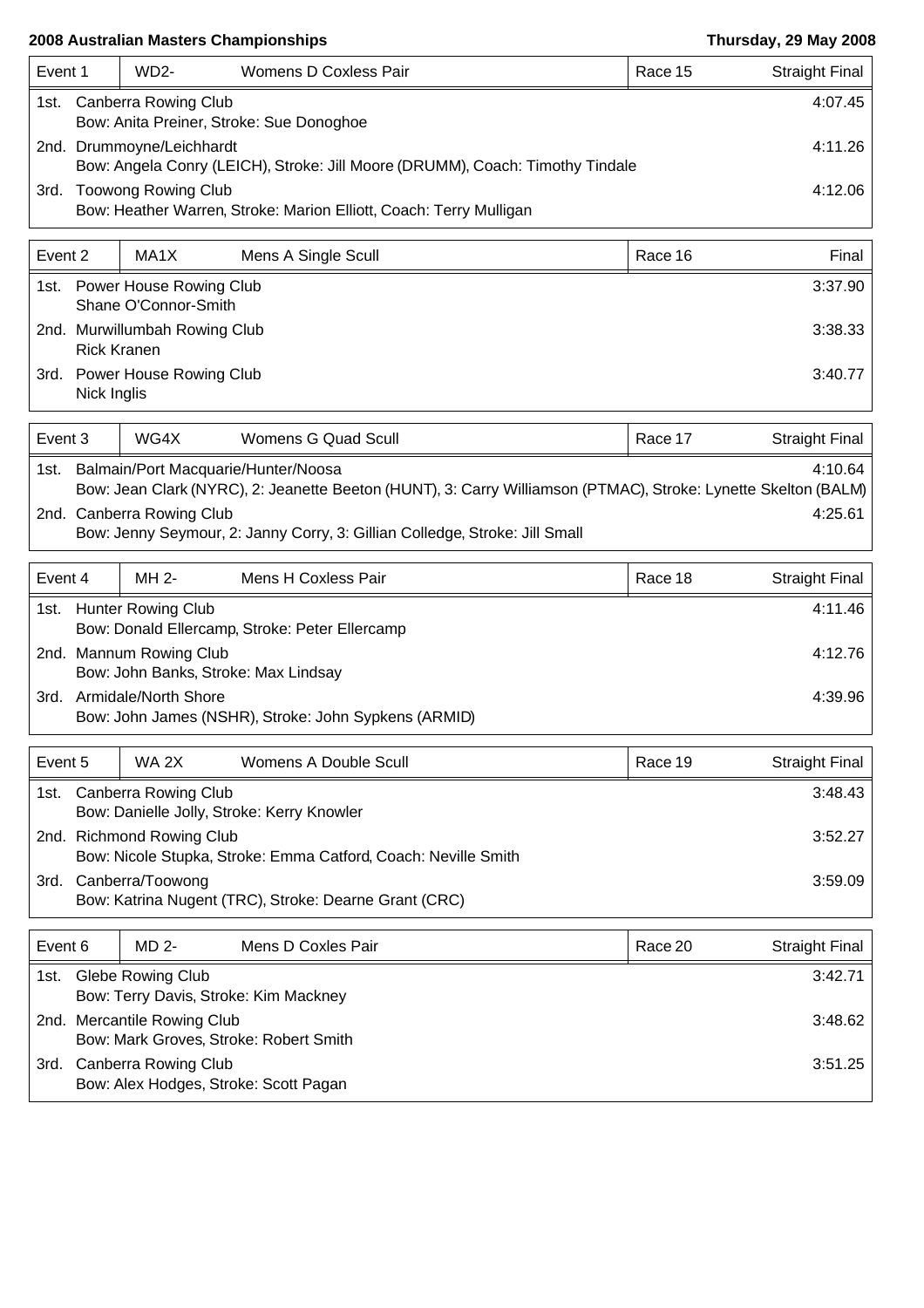**2008 Australian Masters Championships** | **Thursday, 29 May 2008**

| Event 1 | WD2- | Womens D Coxless Pair | Race 15 | Straight Final |
|---|---|---|---|---|
| 1st. | Canberra Rowing Club<br>Bow: Anita Preiner, Stroke: Sue Donoghoe | | | 4:07.45 |
| 2nd. | Drummoyne/Leichhardt<br>Bow: Angela Conry (LEICH), Stroke: Jill Moore (DRUMM), Coach: Timothy Tindale | | | 4:11.26 |
| 3rd. | Toowong Rowing Club<br>Bow: Heather Warren, Stroke: Marion Elliott, Coach: Terry Mulligan | | | 4:12.06 |

| Event 2 | MA1X | Mens A Single Scull | Race 16 | Final |
|---|---|---|---|---|
| 1st. | Power House Rowing Club<br>Shane O'Connor-Smith | | | 3:37.90 |
| 2nd. | Murwillumbah Rowing Club<br>Rick Kranen | | | 3:38.33 |
| 3rd. | Power House Rowing Club<br>Nick Inglis | | | 3:40.77 |

| Event 3 | WG4X | Womens G Quad Scull | Race 17 | Straight Final |
|---|---|---|---|---|
| 1st. | Balmain/Port Macquarie/Hunter/Noosa<br>Bow: Jean Clark (NYRC), 2: Jeanette Beeton (HUNT), 3: Carry Williamson (PTMAC), Stroke: Lynette Skelton (BALM) | | | 4:10.64 |
| 2nd. | Canberra Rowing Club<br>Bow: Jenny Seymour, 2: Janny Corry, 3: Gillian Colledge, Stroke: Jill Small | | | 4:25.61 |

| Event 4 | MH 2- | Mens H Coxless Pair | Race 18 | Straight Final |
|---|---|---|---|---|
| 1st. | Hunter Rowing Club<br>Bow: Donald Ellercamp, Stroke: Peter Ellercamp | | | 4:11.46 |
| 2nd. | Mannum Rowing Club<br>Bow: John Banks, Stroke: Max Lindsay | | | 4:12.76 |
| 3rd. | Armidale/North Shore<br>Bow: John James (NSHR), Stroke: John Sypkens (ARMID) | | | 4:39.96 |

| Event 5 | WA 2X | Womens A Double Scull | Race 19 | Straight Final |
|---|---|---|---|---|
| 1st. | Canberra Rowing Club<br>Bow: Danielle Jolly, Stroke: Kerry Knowler | | | 3:48.43 |
| 2nd. | Richmond Rowing Club<br>Bow: Nicole Stupka, Stroke: Emma Catford, Coach: Neville Smith | | | 3:52.27 |
| 3rd. | Canberra/Toowong<br>Bow: Katrina Nugent (TRC), Stroke: Dearne Grant (CRC) | | | 3:59.09 |

| Event 6 | MD 2- | Mens D Coxles Pair | Race 20 | Straight Final |
|---|---|---|---|---|
| 1st. | Glebe Rowing Club<br>Bow: Terry Davis, Stroke: Kim Mackney | | | 3:42.71 |
| 2nd. | Mercantile Rowing Club<br>Bow: Mark Groves, Stroke: Robert Smith | | | 3:48.62 |
| 3rd. | Canberra Rowing Club<br>Bow: Alex Hodges, Stroke: Scott Pagan | | | 3:51.25 |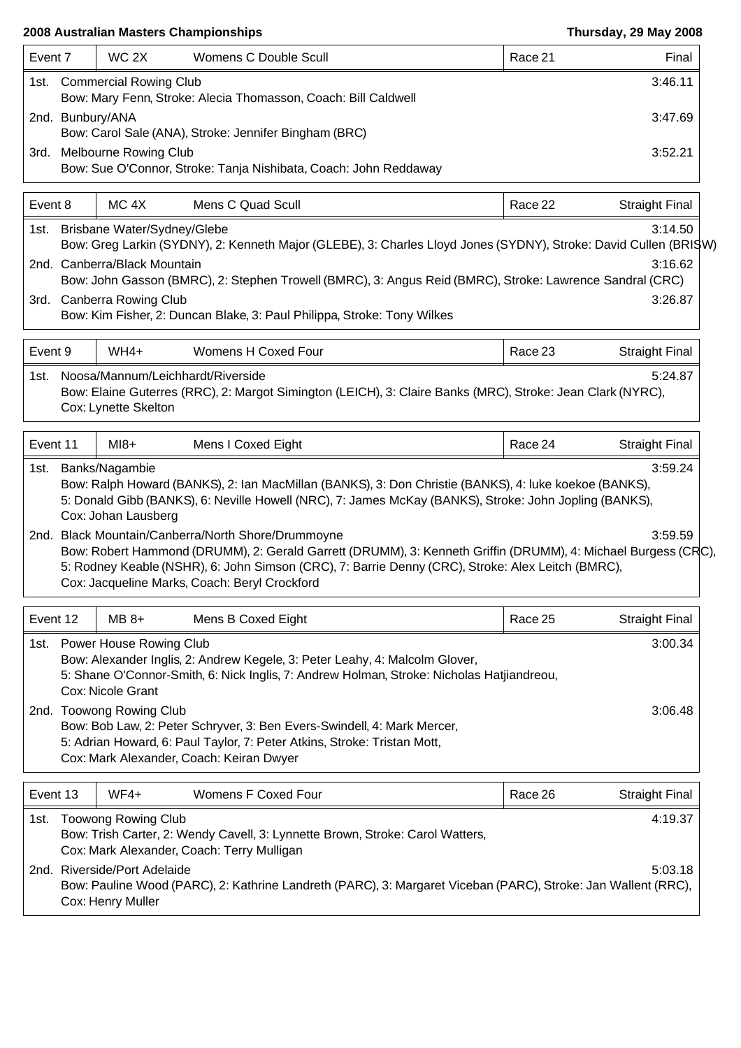| Event 7 | WC 2X | Womens C Double Scull | Race 21 | Final |
|---|---|---|---|---|

1st. Commercial Rowing Club — 3:46.11
Bow: Mary Fenn, Stroke: Alecia Thomasson, Coach: Bill Caldwell

2nd. Bunbury/ANA — 3:47.69
Bow: Carol Sale (ANA), Stroke: Jennifer Bingham (BRC)

3rd. Melbourne Rowing Club — 3:52.21
Bow: Sue O'Connor, Stroke: Tanja Nishibata, Coach: John Reddaway

| Event 8 | MC 4X | Mens C Quad Scull | Race 22 | Straight Final |
|---|---|---|---|---|

1st. Brisbane Water/Sydney/Glebe — 3:14.50
Bow: Greg Larkin (SYDNY), 2: Kenneth Major (GLEBE), 3: Charles Lloyd Jones (SYDNY), Stroke: David Cullen (BRISW)

2nd. Canberra/Black Mountain — 3:16.62
Bow: John Gasson (BMRC), 2: Stephen Trowell (BMRC), 3: Angus Reid (BMRC), Stroke: Lawrence Sandral (CRC)

3rd. Canberra Rowing Club — 3:26.87
Bow: Kim Fisher, 2: Duncan Blake, 3: Paul Philippa, Stroke: Tony Wilkes

| Event 9 | WH4+ | Womens H Coxed Four | Race 23 | Straight Final |
|---|---|---|---|---|

1st. Noosa/Mannum/Leichhardt/Riverside — 5:24.87
Bow: Elaine Guterres (RRC), 2: Margot Simington (LEICH), 3: Claire Banks (MRC), Stroke: Jean Clark (NYRC), Cox: Lynette Skelton

| Event 11 | MI8+ | Mens I Coxed Eight | Race 24 | Straight Final |
|---|---|---|---|---|

1st. Banks/Nagambie — 3:59.24
Bow: Ralph Howard (BANKS), 2: Ian MacMillan (BANKS), 3: Don Christie (BANKS), 4: luke koekoe (BANKS), 5: Donald Gibb (BANKS), 6: Neville Howell (NRC), 7: James McKay (BANKS), Stroke: John Jopling (BANKS), Cox: Johan Lausberg

2nd. Black Mountain/Canberra/North Shore/Drummoyne — 3:59.59
Bow: Robert Hammond (DRUMM), 2: Gerald Garrett (DRUMM), 3: Kenneth Griffin (DRUMM), 4: Michael Burgess (CRC), 5: Rodney Keable (NSHR), 6: John Simson (CRC), 7: Barrie Denny (CRC), Stroke: Alex Leitch (BMRC), Cox: Jacqueline Marks, Coach: Beryl Crockford

| Event 12 | MB 8+ | Mens B Coxed Eight | Race 25 | Straight Final |
|---|---|---|---|---|

1st. Power House Rowing Club — 3:00.34
Bow: Alexander Inglis, 2: Andrew Kegele, 3: Peter Leahy, 4: Malcolm Glover, 5: Shane O'Connor-Smith, 6: Nick Inglis, 7: Andrew Holman, Stroke: Nicholas Hatjiandreou, Cox: Nicole Grant

2nd. Toowong Rowing Club — 3:06.48
Bow: Bob Law, 2: Peter Schryver, 3: Ben Evers-Swindell, 4: Mark Mercer, 5: Adrian Howard, 6: Paul Taylor, 7: Peter Atkins, Stroke: Tristan Mott, Cox: Mark Alexander, Coach: Keiran Dwyer

| Event 13 | WF4+ | Womens F Coxed Four | Race 26 | Straight Final |
|---|---|---|---|---|

1st. Toowong Rowing Club — 4:19.37
Bow: Trish Carter, 2: Wendy Cavell, 3: Lynnette Brown, Stroke: Carol Watters, Cox: Mark Alexander, Coach: Terry Mulligan

2nd. Riverside/Port Adelaide — 5:03.18
Bow: Pauline Wood (PARC), 2: Kathrine Landreth (PARC), 3: Margaret Viceban (PARC), Stroke: Jan Wallent (RRC), Cox: Henry Muller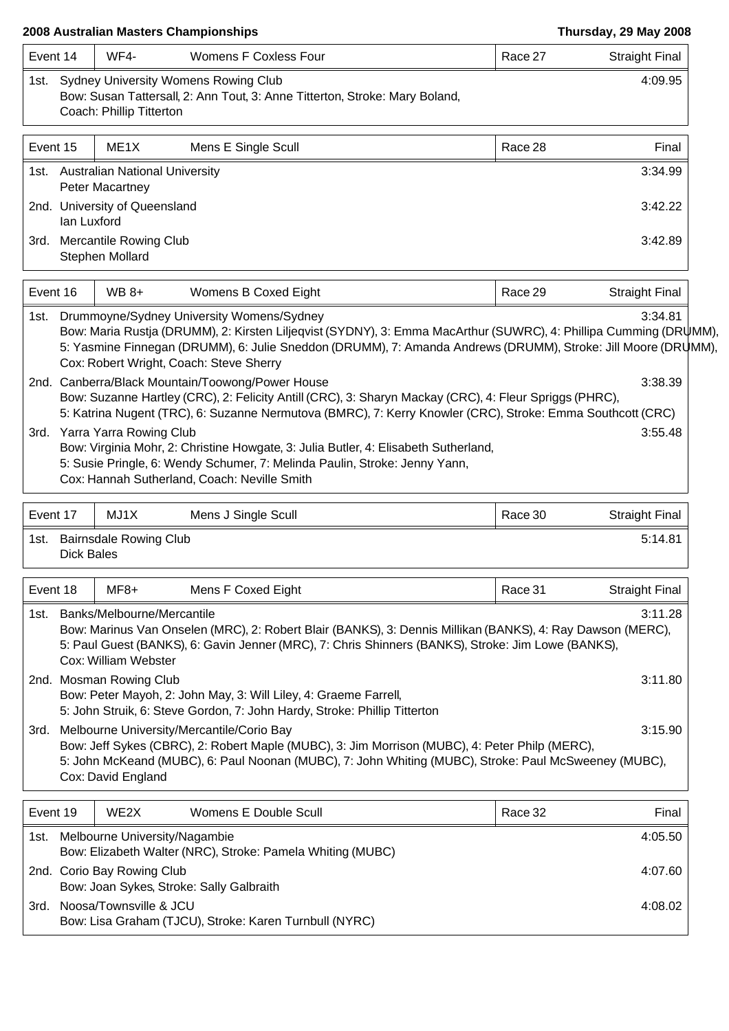**2008 Australian Masters Championships** — **Thursday, 29 May 2008**

| Event 14 | WF4- | Womens F Coxless Four | Race 27 | Straight Final |
|---|---|---|---|---|

1st. Sydney University Womens Rowing Club — 4:09.95
Bow: Susan Tattersall, 2: Ann Tout, 3: Anne Titterton, Stroke: Mary Boland,
Coach: Phillip Titterton

| Event 15 | ME1X | Mens E Single Scull | Race 28 | Final |
|---|---|---|---|---|

1st. Australian National University — 3:34.99
Peter Macartney

2nd. University of Queensland — 3:42.22
Ian Luxford

3rd. Mercantile Rowing Club — 3:42.89
Stephen Mollard

| Event 16 | WB 8+ | Womens B Coxed Eight | Race 29 | Straight Final |
|---|---|---|---|---|

1st. Drummoyne/Sydney University Womens/Sydney — 3:34.81
Bow: Maria Rustja (DRUMM), 2: Kirsten Liljeqvist (SYDNY), 3: Emma MacArthur (SUWRC), 4: Phillipa Cumming (DRUMM), 5: Yasmine Finnegan (DRUMM), 6: Julie Sneddon (DRUMM), 7: Amanda Andrews (DRUMM), Stroke: Jill Moore (DRUMM),
Cox: Robert Wright, Coach: Steve Sherry

2nd. Canberra/Black Mountain/Toowong/Power House — 3:38.39
Bow: Suzanne Hartley (CRC), 2: Felicity Antill (CRC), 3: Sharyn Mackay (CRC), 4: Fleur Spriggs (PHRC),
5: Katrina Nugent (TRC), 6: Suzanne Nermutova (BMRC), 7: Kerry Knowler (CRC), Stroke: Emma Southcott (CRC)

3rd. Yarra Yarra Rowing Club — 3:55.48
Bow: Virginia Mohr, 2: Christine Howgate, 3: Julia Butler, 4: Elisabeth Sutherland,
5: Susie Pringle, 6: Wendy Schumer, 7: Melinda Paulin, Stroke: Jenny Yann,
Cox: Hannah Sutherland, Coach: Neville Smith

| Event 17 | MJ1X | Mens J Single Scull | Race 30 | Straight Final |
|---|---|---|---|---|

1st. Bairnsdale Rowing Club — 5:14.81
Dick Bales

| Event 18 | MF8+ | Mens F Coxed Eight | Race 31 | Straight Final |
|---|---|---|---|---|

1st. Banks/Melbourne/Mercantile — 3:11.28
Bow: Marinus Van Onselen (MRC), 2: Robert Blair (BANKS), 3: Dennis Millikan (BANKS), 4: Ray Dawson (MERC),
5: Paul Guest (BANKS), 6: Gavin Jenner (MRC), 7: Chris Shinners (BANKS), Stroke: Jim Lowe (BANKS),
Cox: William Webster

2nd. Mosman Rowing Club — 3:11.80
Bow: Peter Mayoh, 2: John May, 3: Will Liley, 4: Graeme Farrell,
5: John Struik, 6: Steve Gordon, 7: John Hardy, Stroke: Phillip Titterton

3rd. Melbourne University/Mercantile/Corio Bay — 3:15.90
Bow: Jeff Sykes (CBRC), 2: Robert Maple (MUBC), 3: Jim Morrison (MUBC), 4: Peter Philp (MERC),
5: John McKeand (MUBC), 6: Paul Noonan (MUBC), 7: John Whiting (MUBC), Stroke: Paul McSweeney (MUBC),
Cox: David England

| Event 19 | WE2X | Womens E Double Scull | Race 32 | Final |
|---|---|---|---|---|

1st. Melbourne University/Nagambie — 4:05.50
Bow: Elizabeth Walter (NRC), Stroke: Pamela Whiting (MUBC)

2nd. Corio Bay Rowing Club — 4:07.60
Bow: Joan Sykes, Stroke: Sally Galbraith

3rd. Noosa/Townsville & JCU — 4:08.02
Bow: Lisa Graham (TJCU), Stroke: Karen Turnbull (NYRC)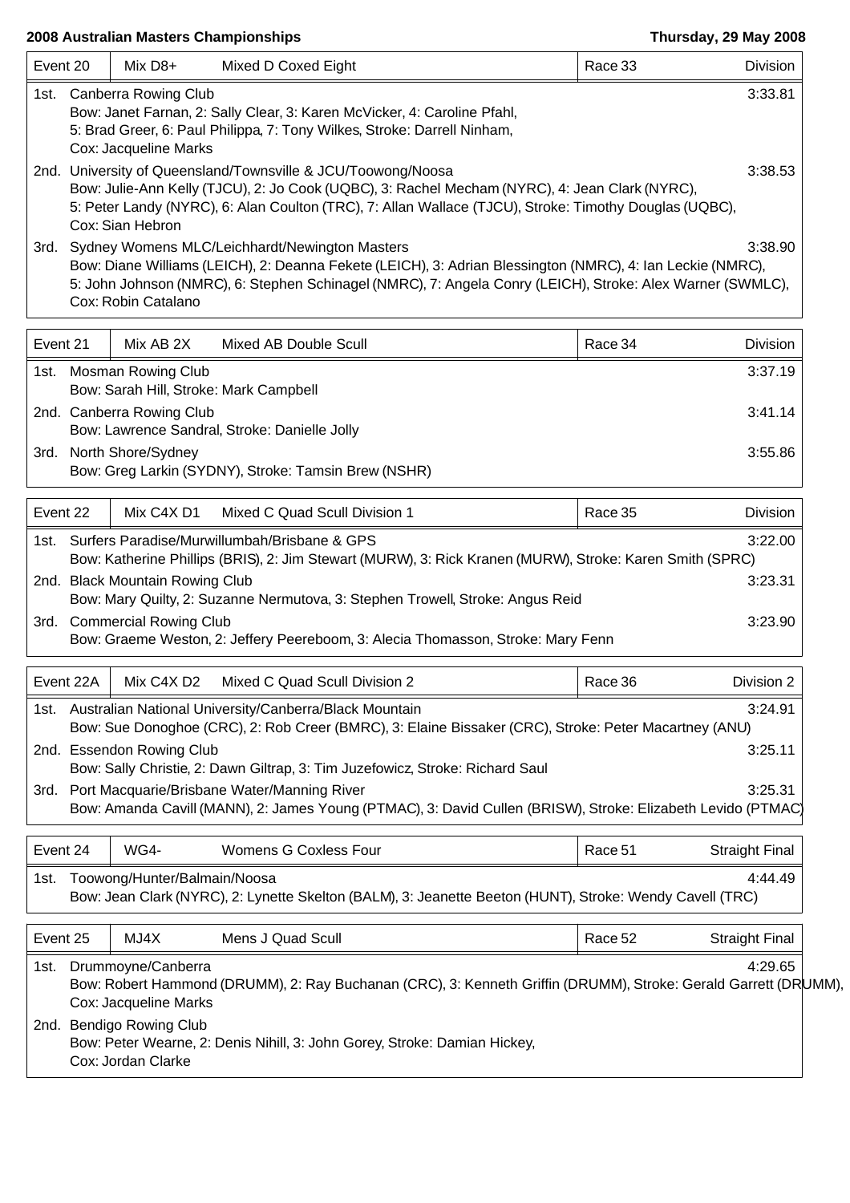**2008 Australian Masters Championships** — **Thursday, 29 May 2008**

| Event 20 | Mix D8+ | Mixed D Coxed Eight | Race 33 | Division |
|---|---|---|---|---|
| 1st. | Canberra Rowing Club<br>Bow: Janet Farnan, 2: Sally Clear, 3: Karen McVicker, 4: Caroline Pfahl,<br>5: Brad Greer, 6: Paul Philippa, 7: Tony Wilkes, Stroke: Darrell Ninham,<br>Cox: Jacqueline Marks | | | 3:33.81 |
| 2nd. | University of Queensland/Townsville & JCU/Toowong/Noosa<br>Bow: Julie-Ann Kelly (TJCU), 2: Jo Cook (UQBC), 3: Rachel Mecham (NYRC), 4: Jean Clark (NYRC),<br>5: Peter Landy (NYRC), 6: Alan Coulton (TRC), 7: Allan Wallace (TJCU), Stroke: Timothy Douglas (UQBC),<br>Cox: Sian Hebron | | | 3:38.53 |
| 3rd. | Sydney Womens MLC/Leichhardt/Newington Masters<br>Bow: Diane Williams (LEICH), 2: Deanna Fekete (LEICH), 3: Adrian Blessington (NMRC), 4: Ian Leckie (NMRC),<br>5: John Johnson (NMRC), 6: Stephen Schinagel (NMRC), 7: Angela Conry (LEICH), Stroke: Alex Warner (SWMLC),<br>Cox: Robin Catalano | | | 3:38.90 |

| Event 21 | Mix AB 2X | Mixed AB Double Scull | Race 34 | Division |
|---|---|---|---|---|
| 1st. | Mosman Rowing Club<br>Bow: Sarah Hill, Stroke: Mark Campbell | | | 3:37.19 |
| 2nd. | Canberra Rowing Club<br>Bow: Lawrence Sandral, Stroke: Danielle Jolly | | | 3:41.14 |
| 3rd. | North Shore/Sydney<br>Bow: Greg Larkin (SYDNY), Stroke: Tamsin Brew (NSHR) | | | 3:55.86 |

| Event 22 | Mix C4X D1 | Mixed C Quad Scull Division 1 | Race 35 | Division |
|---|---|---|---|---|
| 1st. | Surfers Paradise/Murwillumbah/Brisbane & GPS<br>Bow: Katherine Phillips (BRIS), 2: Jim Stewart (MURW), 3: Rick Kranen (MURW), Stroke: Karen Smith (SPRC) | | | 3:22.00 |
| 2nd. | Black Mountain Rowing Club<br>Bow: Mary Quilty, 2: Suzanne Nermutova, 3: Stephen Trowell, Stroke: Angus Reid | | | 3:23.31 |
| 3rd. | Commercial Rowing Club<br>Bow: Graeme Weston, 2: Jeffery Peereboom, 3: Alecia Thomasson, Stroke: Mary Fenn | | | 3:23.90 |

| Event 22A | Mix C4X D2 | Mixed C Quad Scull Division 2 | Race 36 | Division 2 |
|---|---|---|---|---|
| 1st. | Australian National University/Canberra/Black Mountain<br>Bow: Sue Donoghoe (CRC), 2: Rob Creer (BMRC), 3: Elaine Bissaker (CRC), Stroke: Peter Macartney (ANU) | | | 3:24.91 |
| 2nd. | Essendon Rowing Club<br>Bow: Sally Christie, 2: Dawn Giltrap, 3: Tim Juzefowicz, Stroke: Richard Saul | | | 3:25.11 |
| 3rd. | Port Macquarie/Brisbane Water/Manning River<br>Bow: Amanda Cavill (MANN), 2: James Young (PTMAC), 3: David Cullen (BRISW), Stroke: Elizabeth Levido (PTMAC) | | | 3:25.31 |

| Event 24 | WG4- | Womens G Coxless Four | Race 51 | Straight Final |
|---|---|---|---|---|
| 1st. | Toowong/Hunter/Balmain/Noosa<br>Bow: Jean Clark (NYRC), 2: Lynette Skelton (BALM), 3: Jeanette Beeton (HUNT), Stroke: Wendy Cavell (TRC) | | | 4:44.49 |

| Event 25 | MJ4X | Mens J Quad Scull | Race 52 | Straight Final |
|---|---|---|---|---|
| 1st. | Drummoyne/Canberra<br>Bow: Robert Hammond (DRUMM), 2: Ray Buchanan (CRC), 3: Kenneth Griffin (DRUMM), Stroke: Gerald Garrett (DRUMM),<br>Cox: Jacqueline Marks | | | 4:29.65 |
| 2nd. | Bendigo Rowing Club<br>Bow: Peter Wearne, 2: Denis Nihill, 3: John Gorey, Stroke: Damian Hickey,<br>Cox: Jordan Clarke | | | |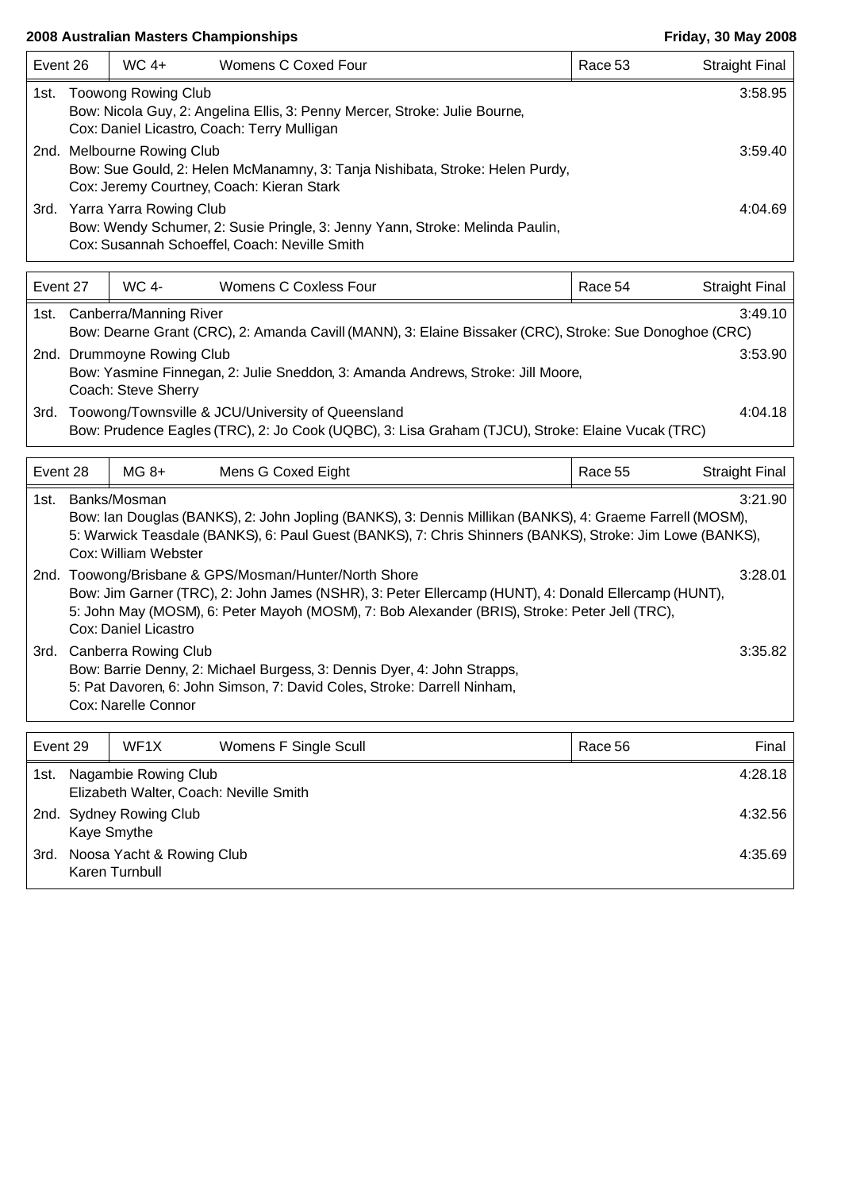**2008 Australian Masters Championships** — **Friday, 30 May 2008**

| Event 26 | WC 4+ | Womens C Coxed Four | Race 53 | Straight Final |
|---|---|---|---|---|

1st. Toowong Rowing Club — 3:58.95
Bow: Nicola Guy, 2: Angelina Ellis, 3: Penny Mercer, Stroke: Julie Bourne,
Cox: Daniel Licastro, Coach: Terry Mulligan

2nd. Melbourne Rowing Club — 3:59.40
Bow: Sue Gould, 2: Helen McManamny, 3: Tanja Nishibata, Stroke: Helen Purdy,
Cox: Jeremy Courtney, Coach: Kieran Stark

3rd. Yarra Yarra Rowing Club — 4:04.69
Bow: Wendy Schumer, 2: Susie Pringle, 3: Jenny Yann, Stroke: Melinda Paulin,
Cox: Susannah Schoeffel, Coach: Neville Smith

| Event 27 | WC 4- | Womens C Coxless Four | Race 54 | Straight Final |
|---|---|---|---|---|

1st. Canberra/Manning River — 3:49.10
Bow: Dearne Grant (CRC), 2: Amanda Cavill (MANN), 3: Elaine Bissaker (CRC), Stroke: Sue Donoghoe (CRC)

2nd. Drummoyne Rowing Club — 3:53.90
Bow: Yasmine Finnegan, 2: Julie Sneddon, 3: Amanda Andrews, Stroke: Jill Moore,
Coach: Steve Sherry

3rd. Toowong/Townsville & JCU/University of Queensland — 4:04.18
Bow: Prudence Eagles (TRC), 2: Jo Cook (UQBC), 3: Lisa Graham (TJCU), Stroke: Elaine Vucak (TRC)

| Event 28 | MG 8+ | Mens G Coxed Eight | Race 55 | Straight Final |
|---|---|---|---|---|

1st. Banks/Mosman — 3:21.90
Bow: Ian Douglas (BANKS), 2: John Jopling (BANKS), 3: Dennis Millikan (BANKS), 4: Graeme Farrell (MOSM),
5: Warwick Teasdale (BANKS), 6: Paul Guest (BANKS), 7: Chris Shinners (BANKS), Stroke: Jim Lowe (BANKS),
Cox: William Webster

2nd. Toowong/Brisbane & GPS/Mosman/Hunter/North Shore — 3:28.01
Bow: Jim Garner (TRC), 2: John James (NSHR), 3: Peter Ellercamp (HUNT), 4: Donald Ellercamp (HUNT),
5: John May (MOSM), 6: Peter Mayoh (MOSM), 7: Bob Alexander (BRIS), Stroke: Peter Jell (TRC),
Cox: Daniel Licastro

3rd. Canberra Rowing Club — 3:35.82
Bow: Barrie Denny, 2: Michael Burgess, 3: Dennis Dyer, 4: John Strapps,
5: Pat Davoren, 6: John Simson, 7: David Coles, Stroke: Darrell Ninham,
Cox: Narelle Connor

| Event 29 | WF1X | Womens F Single Scull | Race 56 | Final |
|---|---|---|---|---|

1st. Nagambie Rowing Club — 4:28.18
Elizabeth Walter, Coach: Neville Smith

2nd. Sydney Rowing Club — 4:32.56
Kaye Smythe

3rd. Noosa Yacht & Rowing Club — 4:35.69
Karen Turnbull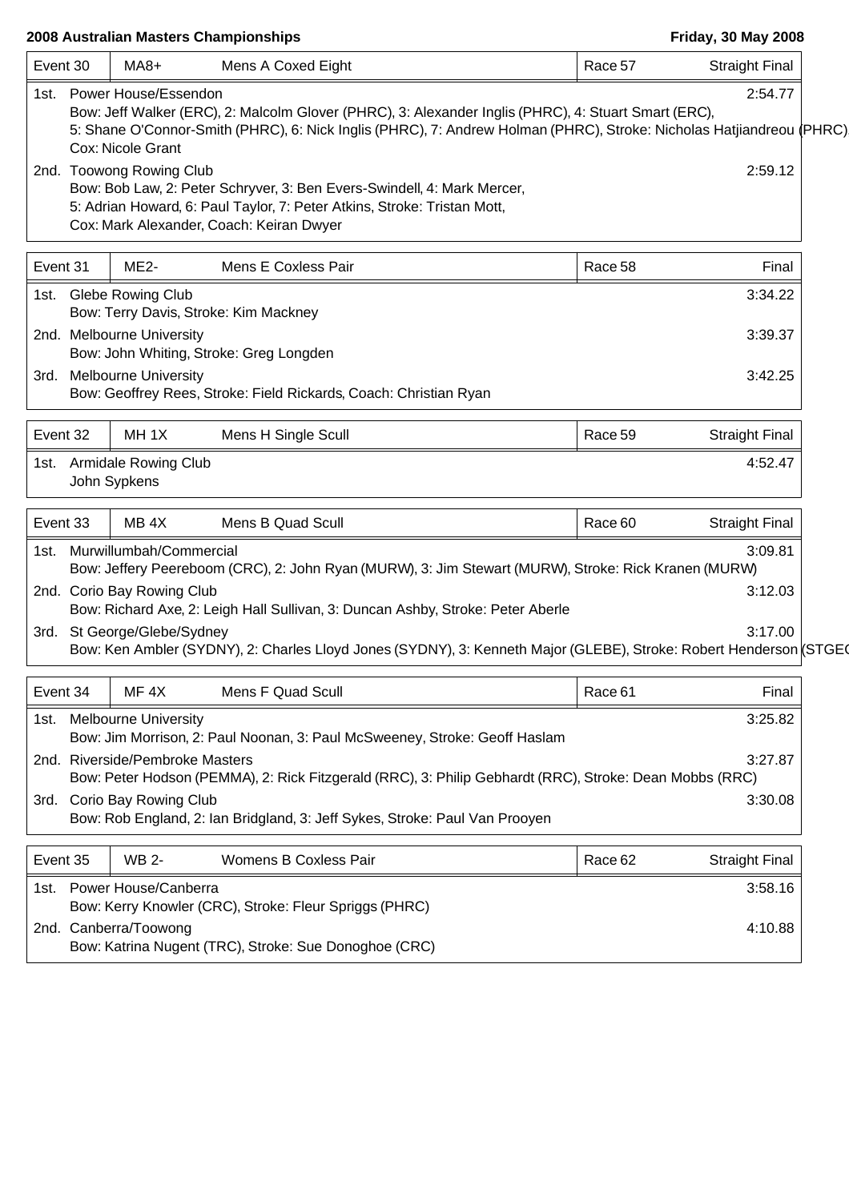**2008 Australian Masters Championships** — **Friday, 30 May 2008**

| Event 30 | MA8+ | Mens A Coxed Eight | Race 57 | Straight Final |
|---|---|---|---|---|

1st. Power House/Essendon — 2:54.77
Bow: Jeff Walker (ERC), 2: Malcolm Glover (PHRC), 3: Alexander Inglis (PHRC), 4: Stuart Smart (ERC),
5: Shane O'Connor-Smith (PHRC), 6: Nick Inglis (PHRC), 7: Andrew Holman (PHRC), Stroke: Nicholas Hatjiandreou (PHRC)
Cox: Nicole Grant

2nd. Toowong Rowing Club — 2:59.12
Bow: Bob Law, 2: Peter Schryver, 3: Ben Evers-Swindell, 4: Mark Mercer,
5: Adrian Howard, 6: Paul Taylor, 7: Peter Atkins, Stroke: Tristan Mott,
Cox: Mark Alexander, Coach: Keiran Dwyer

| Event 31 | ME2- | Mens E Coxless Pair | Race 58 | Final |
|---|---|---|---|---|

1st. Glebe Rowing Club — 3:34.22
Bow: Terry Davis, Stroke: Kim Mackney

2nd. Melbourne University — 3:39.37
Bow: John Whiting, Stroke: Greg Longden

3rd. Melbourne University — 3:42.25
Bow: Geoffrey Rees, Stroke: Field Rickards, Coach: Christian Ryan

| Event 32 | MH 1X | Mens H Single Scull | Race 59 | Straight Final |
|---|---|---|---|---|

1st. Armidale Rowing Club — 4:52.47
John Sypkens

| Event 33 | MB 4X | Mens B Quad Scull | Race 60 | Straight Final |
|---|---|---|---|---|

1st. Murwillumbah/Commercial — 3:09.81
Bow: Jeffery Peereboom (CRC), 2: John Ryan (MURW), 3: Jim Stewart (MURW), Stroke: Rick Kranen (MURW)

2nd. Corio Bay Rowing Club — 3:12.03
Bow: Richard Axe, 2: Leigh Hall Sullivan, 3: Duncan Ashby, Stroke: Peter Aberle

3rd. St George/Glebe/Sydney — 3:17.00
Bow: Ken Ambler (SYDNY), 2: Charles Lloyd Jones (SYDNY), 3: Kenneth Major (GLEBE), Stroke: Robert Henderson (STGE

| Event 34 | MF 4X | Mens F Quad Scull | Race 61 | Final |
|---|---|---|---|---|

1st. Melbourne University — 3:25.82
Bow: Jim Morrison, 2: Paul Noonan, 3: Paul McSweeney, Stroke: Geoff Haslam

2nd. Riverside/Pembroke Masters — 3:27.87
Bow: Peter Hodson (PEMMA), 2: Rick Fitzgerald (RRC), 3: Philip Gebhardt (RRC), Stroke: Dean Mobbs (RRC)

3rd. Corio Bay Rowing Club — 3:30.08
Bow: Rob England, 2: Ian Bridgland, 3: Jeff Sykes, Stroke: Paul Van Prooyen

| Event 35 | WB 2- | Womens B Coxless Pair | Race 62 | Straight Final |
|---|---|---|---|---|

1st. Power House/Canberra — 3:58.16
Bow: Kerry Knowler (CRC), Stroke: Fleur Spriggs (PHRC)

2nd. Canberra/Toowong — 4:10.88
Bow: Katrina Nugent (TRC), Stroke: Sue Donoghoe (CRC)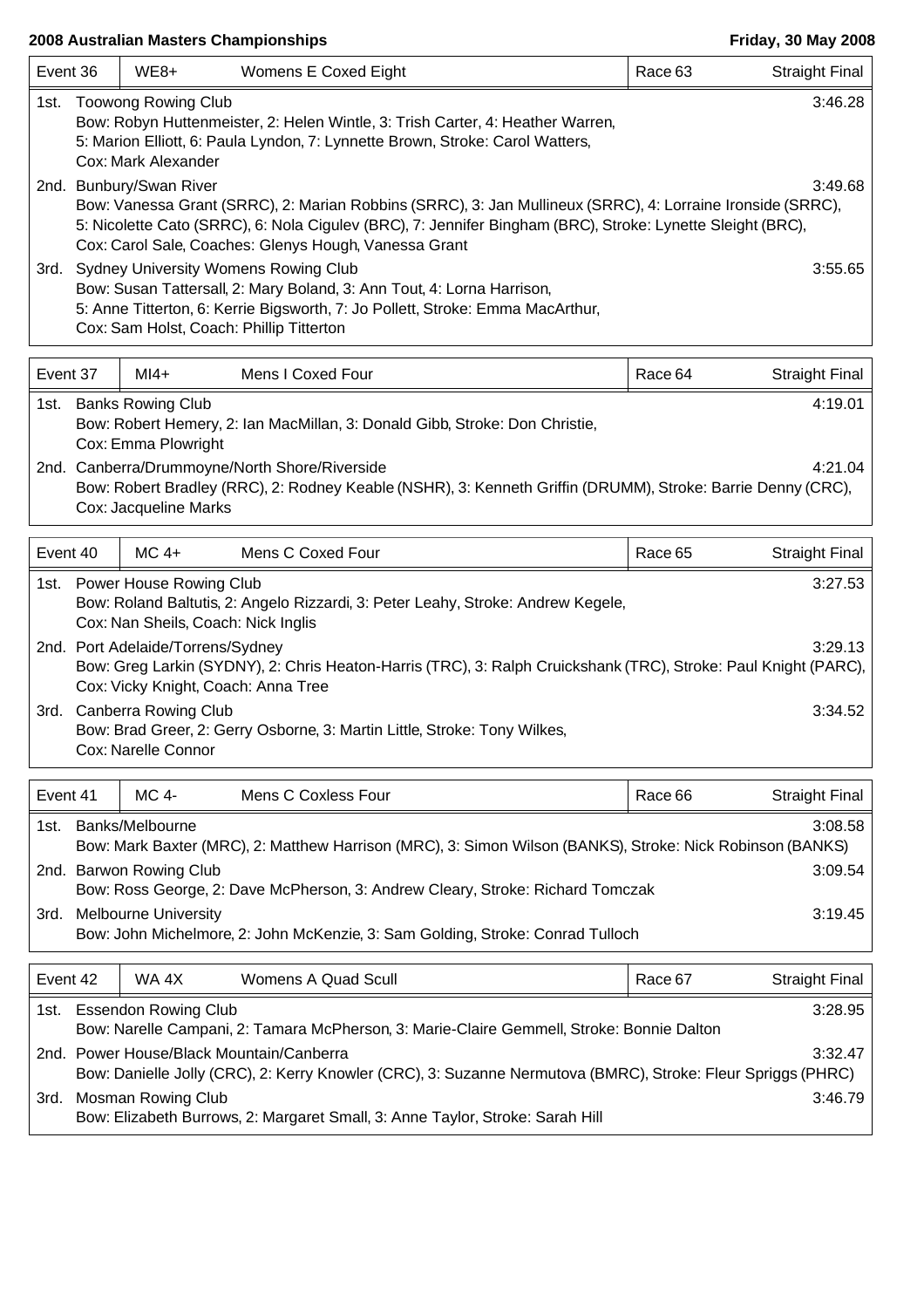**2008 Australian Masters Championships** — **Friday, 30 May 2008**

| Event 36 | WE8+ | Womens E Coxed Eight | Race 63 | Straight Final |
|---|---|---|---|---|

1st. Toowong Rowing Club — 3:46.28
Bow: Robyn Huttenmeister, 2: Helen Wintle, 3: Trish Carter, 4: Heather Warren, 5: Marion Elliott, 6: Paula Lyndon, 7: Lynnette Brown, Stroke: Carol Watters, Cox: Mark Alexander

2nd. Bunbury/Swan River — 3:49.68
Bow: Vanessa Grant (SRRC), 2: Marian Robbins (SRRC), 3: Jan Mullineux (SRRC), 4: Lorraine Ironside (SRRC), 5: Nicolette Cato (SRRC), 6: Nola Cigulev (BRC), 7: Jennifer Bingham (BRC), Stroke: Lynette Sleight (BRC), Cox: Carol Sale, Coaches: Glenys Hough, Vanessa Grant

3rd. Sydney University Womens Rowing Club — 3:55.65
Bow: Susan Tattersall, 2: Mary Boland, 3: Ann Tout, 4: Lorna Harrison, 5: Anne Titterton, 6: Kerrie Bigsworth, 7: Jo Pollett, Stroke: Emma MacArthur, Cox: Sam Holst, Coach: Phillip Titterton

| Event 37 | MI4+ | Mens I Coxed Four | Race 64 | Straight Final |
|---|---|---|---|---|

1st. Banks Rowing Club — 4:19.01
Bow: Robert Hemery, 2: Ian MacMillan, 3: Donald Gibb, Stroke: Don Christie, Cox: Emma Plowright

2nd. Canberra/Drummoyne/North Shore/Riverside — 4:21.04
Bow: Robert Bradley (RRC), 2: Rodney Keable (NSHR), 3: Kenneth Griffin (DRUMM), Stroke: Barrie Denny (CRC), Cox: Jacqueline Marks

| Event 40 | MC 4+ | Mens C Coxed Four | Race 65 | Straight Final |
|---|---|---|---|---|

1st. Power House Rowing Club — 3:27.53
Bow: Roland Baltutis, 2: Angelo Rizzardi, 3: Peter Leahy, Stroke: Andrew Kegele, Cox: Nan Sheils, Coach: Nick Inglis

2nd. Port Adelaide/Torrens/Sydney — 3:29.13
Bow: Greg Larkin (SYDNY), 2: Chris Heaton-Harris (TRC), 3: Ralph Cruickshank (TRC), Stroke: Paul Knight (PARC), Cox: Vicky Knight, Coach: Anna Tree

3rd. Canberra Rowing Club — 3:34.52
Bow: Brad Greer, 2: Gerry Osborne, 3: Martin Little, Stroke: Tony Wilkes, Cox: Narelle Connor

| Event 41 | MC 4- | Mens C Coxless Four | Race 66 | Straight Final |
|---|---|---|---|---|

1st. Banks/Melbourne — 3:08.58
Bow: Mark Baxter (MRC), 2: Matthew Harrison (MRC), 3: Simon Wilson (BANKS), Stroke: Nick Robinson (BANKS)

2nd. Barwon Rowing Club — 3:09.54
Bow: Ross George, 2: Dave McPherson, 3: Andrew Cleary, Stroke: Richard Tomczak

3rd. Melbourne University — 3:19.45
Bow: John Michelmore, 2: John McKenzie, 3: Sam Golding, Stroke: Conrad Tulloch

| Event 42 | WA 4X | Womens A Quad Scull | Race 67 | Straight Final |
|---|---|---|---|---|

1st. Essendon Rowing Club — 3:28.95
Bow: Narelle Campani, 2: Tamara McPherson, 3: Marie-Claire Gemmell, Stroke: Bonnie Dalton

2nd. Power House/Black Mountain/Canberra — 3:32.47
Bow: Danielle Jolly (CRC), 2: Kerry Knowler (CRC), 3: Suzanne Nermutova (BMRC), Stroke: Fleur Spriggs (PHRC)

3rd. Mosman Rowing Club — 3:46.79
Bow: Elizabeth Burrows, 2: Margaret Small, 3: Anne Taylor, Stroke: Sarah Hill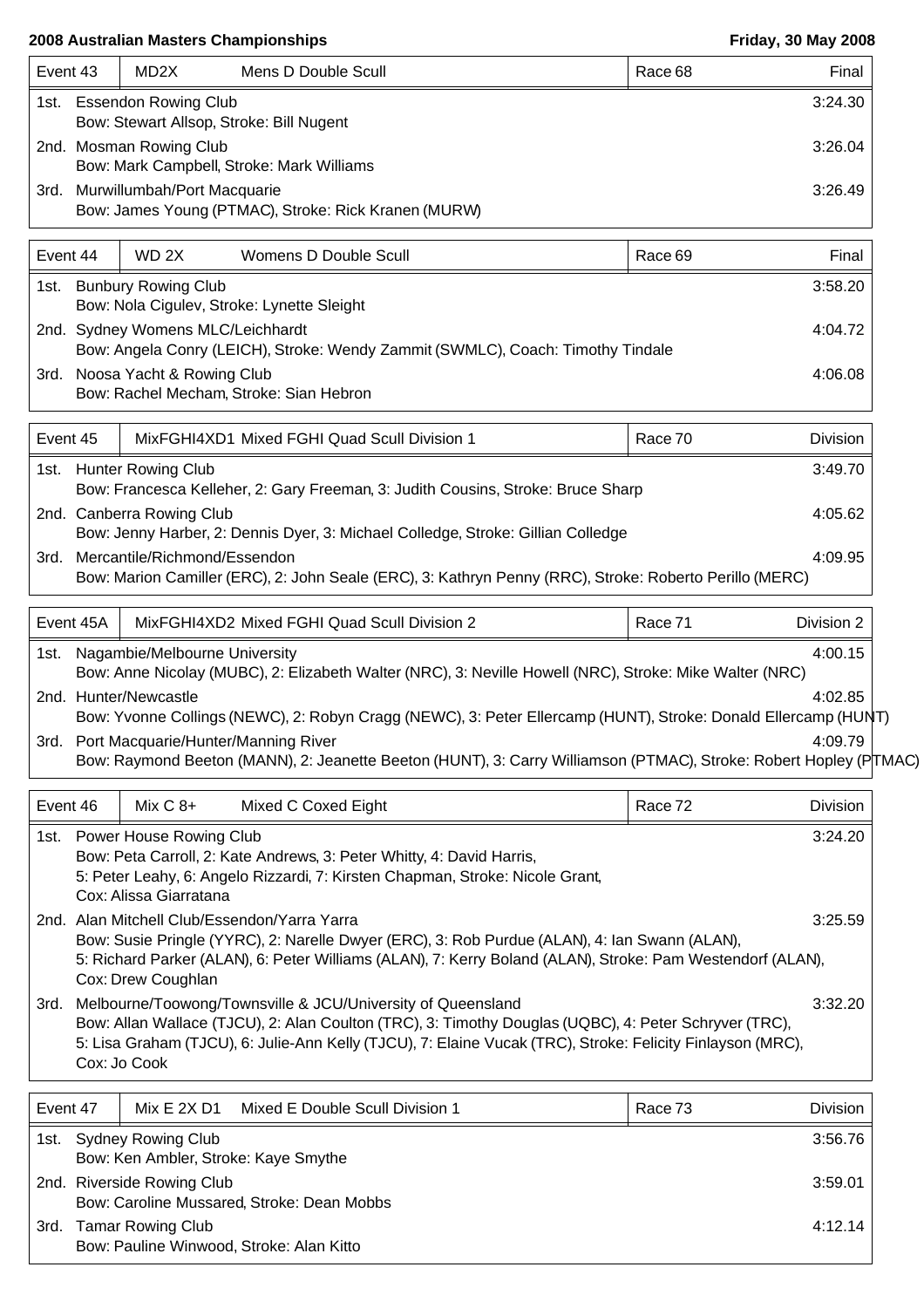**2008 Australian Masters Championships** **Friday, 30 May 2008**

| Event 43 | MD2X | Mens D Double Scull | Race 68 | Final |
|---|---|---|---|---|
| 1st. | Essendon Rowing Club<br>Bow: Stewart Allsop, Stroke: Bill Nugent | | | 3:24.30 |
| 2nd. | Mosman Rowing Club<br>Bow: Mark Campbell, Stroke: Mark Williams | | | 3:26.04 |
| 3rd. | Murwillumbah/Port Macquarie<br>Bow: James Young (PTMAC), Stroke: Rick Kranen (MURW) | | | 3:26.49 |

| Event 44 | WD 2X | Womens D Double Scull | Race 69 | Final |
|---|---|---|---|---|
| 1st. | Bunbury Rowing Club<br>Bow: Nola Cigulev, Stroke: Lynette Sleight | | | 3:58.20 |
| 2nd. | Sydney Womens MLC/Leichhardt<br>Bow: Angela Conry (LEICH), Stroke: Wendy Zammit (SWMLC), Coach: Timothy Tindale | | | 4:04.72 |
| 3rd. | Noosa Yacht & Rowing Club<br>Bow: Rachel Mecham, Stroke: Sian Hebron | | | 4:06.08 |

| Event 45 | MixFGHI4XD1 | Mixed FGHI Quad Scull Division 1 | Race 70 | Division |
|---|---|---|---|---|
| 1st. | Hunter Rowing Club<br>Bow: Francesca Kelleher, 2: Gary Freeman, 3: Judith Cousins, Stroke: Bruce Sharp | | | 3:49.70 |
| 2nd. | Canberra Rowing Club<br>Bow: Jenny Harber, 2: Dennis Dyer, 3: Michael Colledge, Stroke: Gillian Colledge | | | 4:05.62 |
| 3rd. | Mercantile/Richmond/Essendon<br>Bow: Marion Camiller (ERC), 2: John Seale (ERC), 3: Kathryn Penny (RRC), Stroke: Roberto Perillo (MERC) | | | 4:09.95 |

| Event 45A | MixFGHI4XD2 | Mixed FGHI Quad Scull Division 2 | Race 71 | Division 2 |
|---|---|---|---|---|
| 1st. | Nagambie/Melbourne University<br>Bow: Anne Nicolay (MUBC), 2: Elizabeth Walter (NRC), 3: Neville Howell (NRC), Stroke: Mike Walter (NRC) | | | 4:00.15 |
| 2nd. | Hunter/Newcastle<br>Bow: Yvonne Collings (NEWC), 2: Robyn Cragg (NEWC), 3: Peter Ellercamp (HUNT), Stroke: Donald Ellercamp (HUNT) | | | 4:02.85 |
| 3rd. | Port Macquarie/Hunter/Manning River<br>Bow: Raymond Beeton (MANN), 2: Jeanette Beeton (HUNT), 3: Carry Williamson (PTMAC), Stroke: Robert Hopley (PTMAC) | | | 4:09.79 |

| Event 46 | Mix C 8+ | Mixed C Coxed Eight | Race 72 | Division |
|---|---|---|---|---|
| 1st. | Power House Rowing Club<br>Bow: Peta Carroll, 2: Kate Andrews, 3: Peter Whitty, 4: David Harris,<br>5: Peter Leahy, 6: Angelo Rizzardi, 7: Kirsten Chapman, Stroke: Nicole Grant,<br>Cox: Alissa Giarratana | | | 3:24.20 |
| 2nd. | Alan Mitchell Club/Essendon/Yarra Yarra<br>Bow: Susie Pringle (YYRC), 2: Narelle Dwyer (ERC), 3: Rob Purdue (ALAN), 4: Ian Swann (ALAN),<br>5: Richard Parker (ALAN), 6: Peter Williams (ALAN), 7: Kerry Boland (ALAN), Stroke: Pam Westendorf (ALAN),<br>Cox: Drew Coughlan | | | 3:25.59 |
| 3rd. | Melbourne/Toowong/Townsville & JCU/University of Queensland<br>Bow: Allan Wallace (TJCU), 2: Alan Coulton (TRC), 3: Timothy Douglas (UQBC), 4: Peter Schryver (TRC),<br>5: Lisa Graham (TJCU), 6: Julie-Ann Kelly (TJCU), 7: Elaine Vucak (TRC), Stroke: Felicity Finlayson (MRC),<br>Cox: Jo Cook | | | 3:32.20 |

| Event 47 | Mix E 2X D1 | Mixed E Double Scull Division 1 | Race 73 | Division |
|---|---|---|---|---|
| 1st. | Sydney Rowing Club<br>Bow: Ken Ambler, Stroke: Kaye Smythe | | | 3:56.76 |
| 2nd. | Riverside Rowing Club<br>Bow: Caroline Mussared, Stroke: Dean Mobbs | | | 3:59.01 |
| 3rd. | Tamar Rowing Club<br>Bow: Pauline Winwood, Stroke: Alan Kitto | | | 4:12.14 |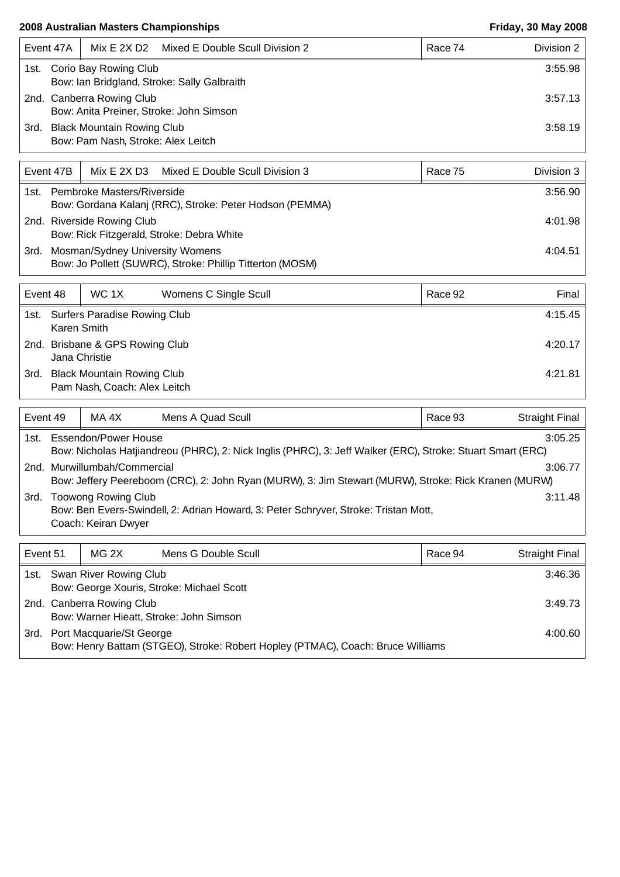**2008 Australian Masters Championships** — **Friday, 30 May 2008**

| Event 47A | Mix E 2X D2 | Mixed E Double Scull Division 2 | Race 74 | Division 2 |
|---|---|---|---|---|
| 1st. | Corio Bay Rowing Club<br>Bow: Ian Bridgland, Stroke: Sally Galbraith | | | 3:55.98 |
| 2nd. | Canberra Rowing Club<br>Bow: Anita Preiner, Stroke: John Simson | | | 3:57.13 |
| 3rd. | Black Mountain Rowing Club<br>Bow: Pam Nash, Stroke: Alex Leitch | | | 3:58.19 |

| Event 47B | Mix E 2X D3 | Mixed E Double Scull Division 3 | Race 75 | Division 3 |
|---|---|---|---|---|
| 1st. | Pembroke Masters/Riverside<br>Bow: Gordana Kalanj (RRC), Stroke: Peter Hodson (PEMMA) | | | 3:56.90 |
| 2nd. | Riverside Rowing Club<br>Bow: Rick Fitzgerald, Stroke: Debra White | | | 4:01.98 |
| 3rd. | Mosman/Sydney University Womens<br>Bow: Jo Pollett (SUWRC), Stroke: Phillip Titterton (MOSM) | | | 4:04.51 |

| Event 48 | WC 1X | Womens C Single Scull | Race 92 | Final |
|---|---|---|---|---|
| 1st. | Surfers Paradise Rowing Club<br>Karen Smith | | | 4:15.45 |
| 2nd. | Brisbane & GPS Rowing Club<br>Jana Christie | | | 4:20.17 |
| 3rd. | Black Mountain Rowing Club<br>Pam Nash, Coach: Alex Leitch | | | 4:21.81 |

| Event 49 | MA 4X | Mens A Quad Scull | Race 93 | Straight Final |
|---|---|---|---|---|
| 1st. | Essendon/Power House<br>Bow: Nicholas Hatjiandreou (PHRC), 2: Nick Inglis (PHRC), 3: Jeff Walker (ERC), Stroke: Stuart Smart (ERC) | | | 3:05.25 |
| 2nd. | Murwillumbah/Commercial<br>Bow: Jeffery Peereboom (CRC), 2: John Ryan (MURW), 3: Jim Stewart (MURW), Stroke: Rick Kranen (MURW) | | | 3:06.77 |
| 3rd. | Toowong Rowing Club<br>Bow: Ben Evers-Swindell, 2: Adrian Howard, 3: Peter Schryver, Stroke: Tristan Mott,<br>Coach: Keiran Dwyer | | | 3:11.48 |

| Event 51 | MG 2X | Mens G Double Scull | Race 94 | Straight Final |
|---|---|---|---|---|
| 1st. | Swan River Rowing Club<br>Bow: George Xouris, Stroke: Michael Scott | | | 3:46.36 |
| 2nd. | Canberra Rowing Club<br>Bow: Warner Hieatt, Stroke: John Simson | | | 3:49.73 |
| 3rd. | Port Macquarie/St George<br>Bow: Henry Battam (STGEO), Stroke: Robert Hopley (PTMAC), Coach: Bruce Williams | | | 4:00.60 |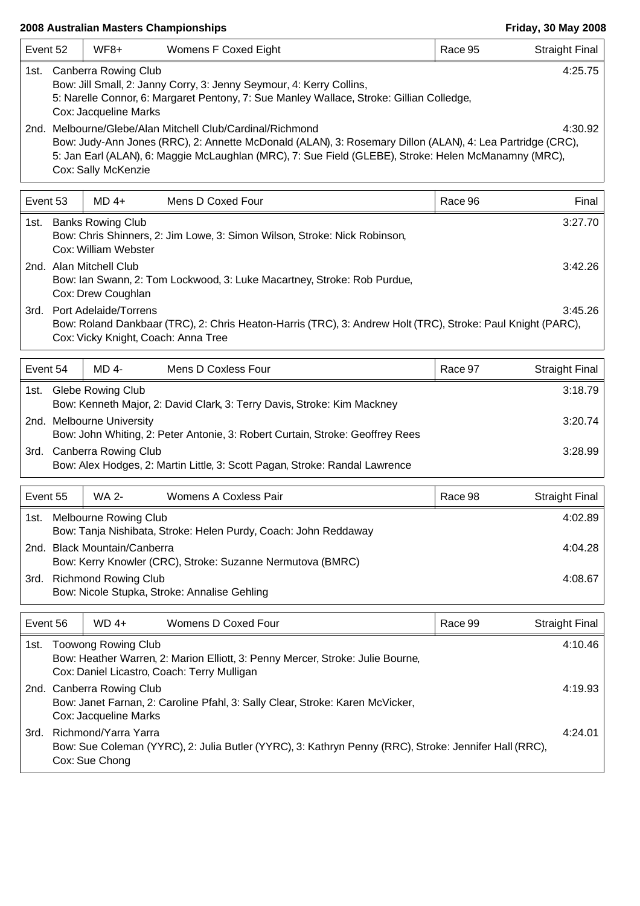**2008 Australian Masters Championships** — **Friday, 30 May 2008**

| Event 52 | WF8+ | Womens F Coxed Eight | Race 95 | Straight Final |
|---|---|---|---|---|

1st. Canberra Rowing Club — 4:25.75
Bow: Jill Small, 2: Janny Corry, 3: Jenny Seymour, 4: Kerry Collins,
5: Narelle Connor, 6: Margaret Pentony, 7: Sue Manley Wallace, Stroke: Gillian Colledge,
Cox: Jacqueline Marks

2nd. Melbourne/Glebe/Alan Mitchell Club/Cardinal/Richmond — 4:30.92
Bow: Judy-Ann Jones (RRC), 2: Annette McDonald (ALAN), 3: Rosemary Dillon (ALAN), 4: Lea Partridge (CRC),
5: Jan Earl (ALAN), 6: Maggie McLaughlan (MRC), 7: Sue Field (GLEBE), Stroke: Helen McManamny (MRC),
Cox: Sally McKenzie

| Event 53 | MD 4+ | Mens D Coxed Four | Race 96 | Final |
|---|---|---|---|---|

1st. Banks Rowing Club — 3:27.70
Bow: Chris Shinners, 2: Jim Lowe, 3: Simon Wilson, Stroke: Nick Robinson,
Cox: William Webster

2nd. Alan Mitchell Club — 3:42.26
Bow: Ian Swann, 2: Tom Lockwood, 3: Luke Macartney, Stroke: Rob Purdue,
Cox: Drew Coughlan

3rd. Port Adelaide/Torrens — 3:45.26
Bow: Roland Dankbaar (TRC), 2: Chris Heaton-Harris (TRC), 3: Andrew Holt (TRC), Stroke: Paul Knight (PARC),
Cox: Vicky Knight, Coach: Anna Tree

| Event 54 | MD 4- | Mens D Coxless Four | Race 97 | Straight Final |
|---|---|---|---|---|

1st. Glebe Rowing Club — 3:18.79
Bow: Kenneth Major, 2: David Clark, 3: Terry Davis, Stroke: Kim Mackney

2nd. Melbourne University — 3:20.74
Bow: John Whiting, 2: Peter Antonie, 3: Robert Curtain, Stroke: Geoffrey Rees

3rd. Canberra Rowing Club — 3:28.99
Bow: Alex Hodges, 2: Martin Little, 3: Scott Pagan, Stroke: Randal Lawrence

| Event 55 | WA 2- | Womens A Coxless Pair | Race 98 | Straight Final |
|---|---|---|---|---|

1st. Melbourne Rowing Club — 4:02.89
Bow: Tanja Nishibata, Stroke: Helen Purdy, Coach: John Reddaway

2nd. Black Mountain/Canberra — 4:04.28
Bow: Kerry Knowler (CRC), Stroke: Suzanne Nermutova (BMRC)

3rd. Richmond Rowing Club — 4:08.67
Bow: Nicole Stupka, Stroke: Annalise Gehling

| Event 56 | WD 4+ | Womens D Coxed Four | Race 99 | Straight Final |
|---|---|---|---|---|

1st. Toowong Rowing Club — 4:10.46
Bow: Heather Warren, 2: Marion Elliott, 3: Penny Mercer, Stroke: Julie Bourne,
Cox: Daniel Licastro, Coach: Terry Mulligan

2nd. Canberra Rowing Club — 4:19.93
Bow: Janet Farnan, 2: Caroline Pfahl, 3: Sally Clear, Stroke: Karen McVicker,
Cox: Jacqueline Marks

3rd. Richmond/Yarra Yarra — 4:24.01
Bow: Sue Coleman (YYRC), 2: Julia Butler (YYRC), 3: Kathryn Penny (RRC), Stroke: Jennifer Hall (RRC),
Cox: Sue Chong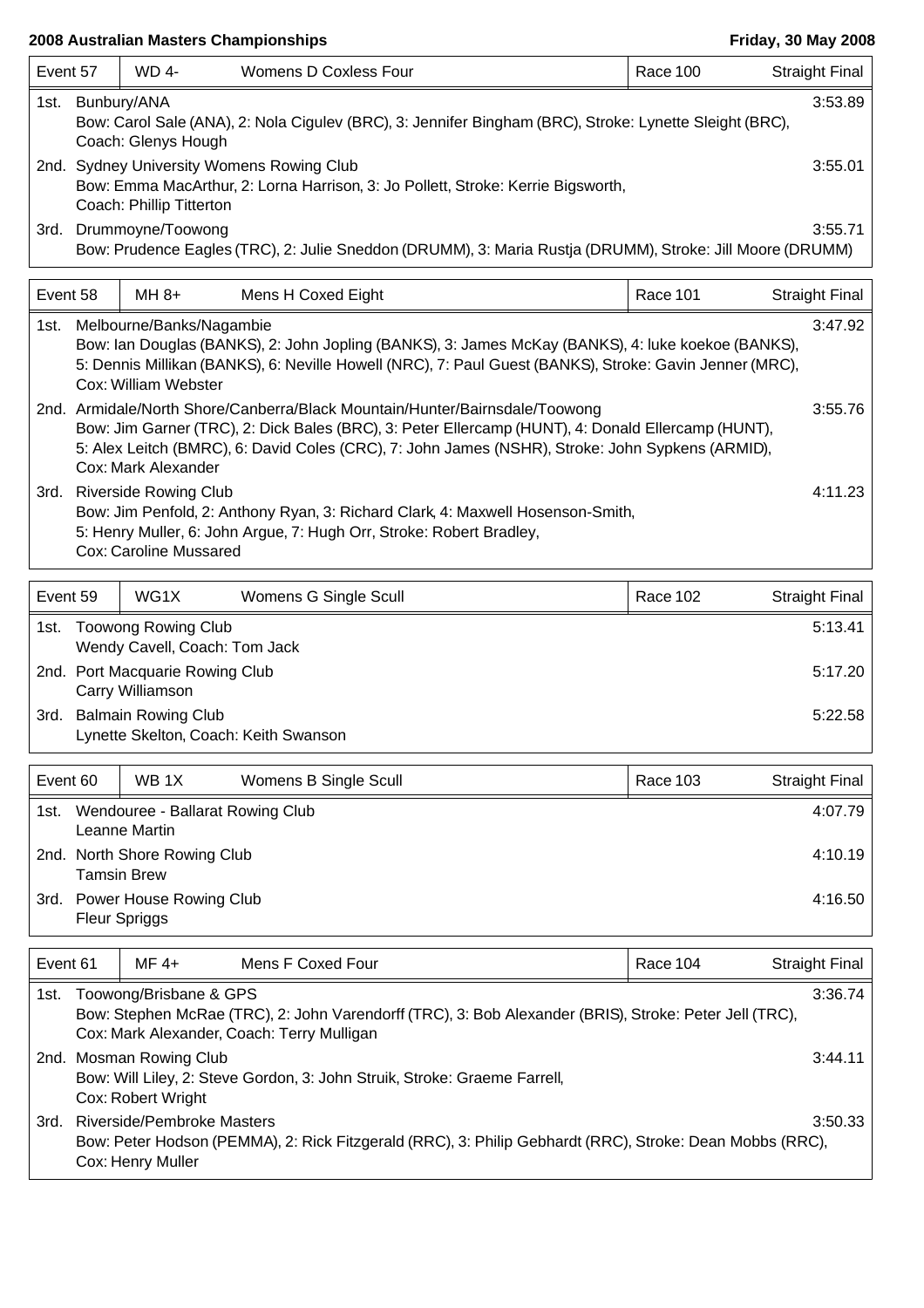**2008 Australian Masters Championships** — **Friday, 30 May 2008**

| Event 57 | WD 4- | Womens D Coxless Four | Race 100 | Straight Final |
|---|---|---|---|---|

1st. Bunbury/ANA — 3:53.89
Bow: Carol Sale (ANA), 2: Nola Cigulev (BRC), 3: Jennifer Bingham (BRC), Stroke: Lynette Sleight (BRC),
Coach: Glenys Hough

2nd. Sydney University Womens Rowing Club — 3:55.01
Bow: Emma MacArthur, 2: Lorna Harrison, 3: Jo Pollett, Stroke: Kerrie Bigsworth,
Coach: Phillip Titterton

3rd. Drummoyne/Toowong — 3:55.71
Bow: Prudence Eagles (TRC), 2: Julie Sneddon (DRUMM), 3: Maria Rustja (DRUMM), Stroke: Jill Moore (DRUMM)

| Event 58 | MH 8+ | Mens H Coxed Eight | Race 101 | Straight Final |
|---|---|---|---|---|

1st. Melbourne/Banks/Nagambie — 3:47.92
Bow: Ian Douglas (BANKS), 2: John Jopling (BANKS), 3: James McKay (BANKS), 4: luke koekoe (BANKS),
5: Dennis Millikan (BANKS), 6: Neville Howell (NRC), 7: Paul Guest (BANKS), Stroke: Gavin Jenner (MRC),
Cox: William Webster

2nd. Armidale/North Shore/Canberra/Black Mountain/Hunter/Bairnsdale/Toowong — 3:55.76
Bow: Jim Garner (TRC), 2: Dick Bales (BRC), 3: Peter Ellercamp (HUNT), 4: Donald Ellercamp (HUNT),
5: Alex Leitch (BMRC), 6: David Coles (CRC), 7: John James (NSHR), Stroke: John Sypkens (ARMID),
Cox: Mark Alexander

3rd. Riverside Rowing Club — 4:11.23
Bow: Jim Penfold, 2: Anthony Ryan, 3: Richard Clark, 4: Maxwell Hosenson-Smith,
5: Henry Muller, 6: John Argue, 7: Hugh Orr, Stroke: Robert Bradley,
Cox: Caroline Mussared

| Event 59 | WG1X | Womens G Single Scull | Race 102 | Straight Final |
|---|---|---|---|---|

1st. Toowong Rowing Club — 5:13.41
Wendy Cavell, Coach: Tom Jack

2nd. Port Macquarie Rowing Club — 5:17.20
Carry Williamson

3rd. Balmain Rowing Club — 5:22.58
Lynette Skelton, Coach: Keith Swanson

| Event 60 | WB 1X | Womens B Single Scull | Race 103 | Straight Final |
|---|---|---|---|---|

1st. Wendouree - Ballarat Rowing Club — 4:07.79
Leanne Martin

2nd. North Shore Rowing Club — 4:10.19
Tamsin Brew

3rd. Power House Rowing Club — 4:16.50
Fleur Spriggs

| Event 61 | MF 4+ | Mens F Coxed Four | Race 104 | Straight Final |
|---|---|---|---|---|

1st. Toowong/Brisbane & GPS — 3:36.74
Bow: Stephen McRae (TRC), 2: John Varendorff (TRC), 3: Bob Alexander (BRIS), Stroke: Peter Jell (TRC),
Cox: Mark Alexander, Coach: Terry Mulligan

2nd. Mosman Rowing Club — 3:44.11
Bow: Will Liley, 2: Steve Gordon, 3: John Struik, Stroke: Graeme Farrell,
Cox: Robert Wright

3rd. Riverside/Pembroke Masters — 3:50.33
Bow: Peter Hodson (PEMMA), 2: Rick Fitzgerald (RRC), 3: Philip Gebhardt (RRC), Stroke: Dean Mobbs (RRC),
Cox: Henry Muller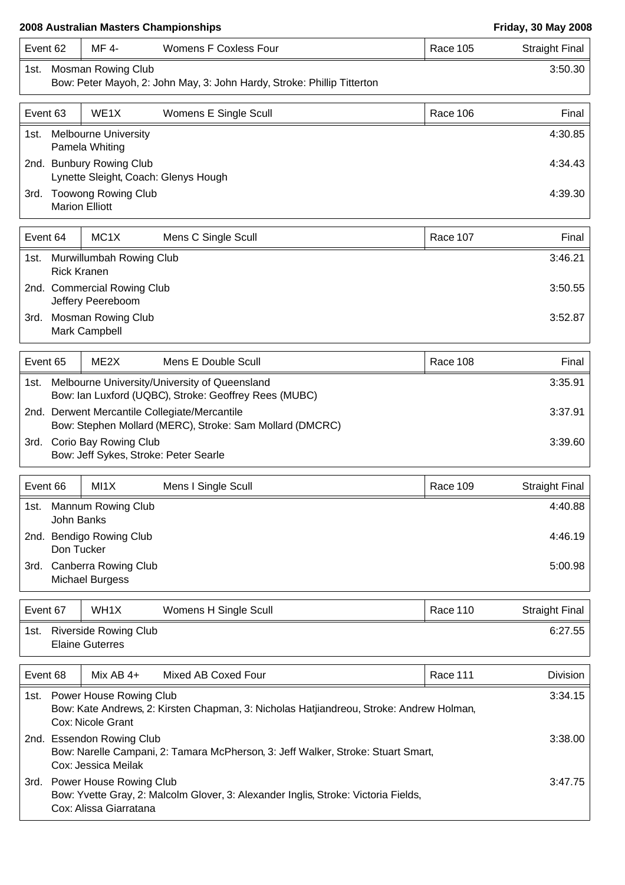**2008 Australian Masters Championships** **Friday, 30 May 2008**

| Event 62 | MF 4- | Womens F Coxless Four | Race 105 | Straight Final |
|---|---|---|---|---|
| 1st. | Mosman Rowing Club<br>Bow: Peter Mayoh, 2: John May, 3: John Hardy, Stroke: Phillip Titterton | | | 3:50.30 |

| Event 63 | WE1X | Womens E Single Scull | Race 106 | Final |
|---|---|---|---|---|
| 1st. | Melbourne University<br>Pamela Whiting | | | 4:30.85 |
| 2nd. | Bunbury Rowing Club<br>Lynette Sleight, Coach: Glenys Hough | | | 4:34.43 |
| 3rd. | Toowong Rowing Club<br>Marion Elliott | | | 4:39.30 |

| Event 64 | MC1X | Mens C Single Scull | Race 107 | Final |
|---|---|---|---|---|
| 1st. | Murwillumbah Rowing Club<br>Rick Kranen | | | 3:46.21 |
| 2nd. | Commercial Rowing Club<br>Jeffery Peereboom | | | 3:50.55 |
| 3rd. | Mosman Rowing Club<br>Mark Campbell | | | 3:52.87 |

| Event 65 | ME2X | Mens E Double Scull | Race 108 | Final |
|---|---|---|---|---|
| 1st. | Melbourne University/University of Queensland<br>Bow: Ian Luxford (UQBC), Stroke: Geoffrey Rees (MUBC) | | | 3:35.91 |
| 2nd. | Derwent Mercantile Collegiate/Mercantile<br>Bow: Stephen Mollard (MERC), Stroke: Sam Mollard (DMCRC) | | | 3:37.91 |
| 3rd. | Corio Bay Rowing Club<br>Bow: Jeff Sykes, Stroke: Peter Searle | | | 3:39.60 |

| Event 66 | MI1X | Mens I Single Scull | Race 109 | Straight Final |
|---|---|---|---|---|
| 1st. | Mannum Rowing Club<br>John Banks | | | 4:40.88 |
| 2nd. | Bendigo Rowing Club<br>Don Tucker | | | 4:46.19 |
| 3rd. | Canberra Rowing Club<br>Michael Burgess | | | 5:00.98 |

| Event 67 | WH1X | Womens H Single Scull | Race 110 | Straight Final |
|---|---|---|---|---|
| 1st. | Riverside Rowing Club<br>Elaine Guterres | | | 6:27.55 |

| Event 68 | Mix AB 4+ | Mixed AB Coxed Four | Race 111 | Division |
|---|---|---|---|---|
| 1st. | Power House Rowing Club<br>Bow: Kate Andrews, 2: Kirsten Chapman, 3: Nicholas Hatjiandreou, Stroke: Andrew Holman,<br>Cox: Nicole Grant | | | 3:34.15 |
| 2nd. | Essendon Rowing Club<br>Bow: Narelle Campani, 2: Tamara McPherson, 3: Jeff Walker, Stroke: Stuart Smart,<br>Cox: Jessica Meilak | | | 3:38.00 |
| 3rd. | Power House Rowing Club<br>Bow: Yvette Gray, 2: Malcolm Glover, 3: Alexander Inglis, Stroke: Victoria Fields,<br>Cox: Alissa Giarratana | | | 3:47.75 |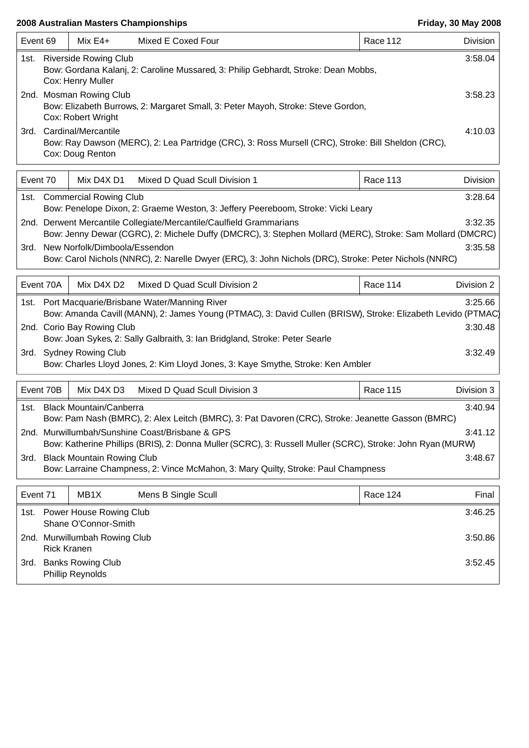**2008 Australian Masters Championships** **Friday, 30 May 2008**

| Event 69 | Mix E4+ | Mixed E Coxed Four | Race 112 | Division |
|---|---|---|---|---|
| 1st. | Riverside Rowing Club<br>Bow: Gordana Kalanj, 2: Caroline Mussared, 3: Philip Gebhardt, Stroke: Dean Mobbs,<br>Cox: Henry Muller | | | 3:58.04 |
| 2nd. | Mosman Rowing Club<br>Bow: Elizabeth Burrows, 2: Margaret Small, 3: Peter Mayoh, Stroke: Steve Gordon,<br>Cox: Robert Wright | | | 3:58.23 |
| 3rd. | Cardinal/Mercantile<br>Bow: Ray Dawson (MERC), 2: Lea Partridge (CRC), 3: Ross Mursell (CRC), Stroke: Bill Sheldon (CRC),<br>Cox: Doug Renton | | | 4:10.03 |

| Event 70 | Mix D4X D1 | Mixed D Quad Scull Division 1 | Race 113 | Division |
|---|---|---|---|---|
| 1st. | Commercial Rowing Club<br>Bow: Penelope Dixon, 2: Graeme Weston, 3: Jeffery Peereboom, Stroke: Vicki Leary | | | 3:28.64 |
| 2nd. | Derwent Mercantile Collegiate/Mercantile/Caulfield Grammarians<br>Bow: Jenny Dewar (CGRC), 2: Michele Duffy (DMCRC), 3: Stephen Mollard (MERC), Stroke: Sam Mollard (DMCRC) | | | 3:32.35 |
| 3rd. | New Norfolk/Dimboola/Essendon<br>Bow: Carol Nichols (NNRC), 2: Narelle Dwyer (ERC), 3: John Nichols (DRC), Stroke: Peter Nichols (NNRC) | | | 3:35.58 |

| Event 70A | Mix D4X D2 | Mixed D Quad Scull Division 2 | Race 114 | Division 2 |
|---|---|---|---|---|
| 1st. | Port Macquarie/Brisbane Water/Manning River<br>Bow: Amanda Cavill (MANN), 2: James Young (PTMAC), 3: David Cullen (BRISW), Stroke: Elizabeth Levido (PTMAC) | | | 3:25.66 |
| 2nd. | Corio Bay Rowing Club<br>Bow: Joan Sykes, 2: Sally Galbraith, 3: Ian Bridgland, Stroke: Peter Searle | | | 3:30.48 |
| 3rd. | Sydney Rowing Club<br>Bow: Charles Lloyd Jones, 2: Kim Lloyd Jones, 3: Kaye Smythe, Stroke: Ken Ambler | | | 3:32.49 |

| Event 70B | Mix D4X D3 | Mixed D Quad Scull Division 3 | Race 115 | Division 3 |
|---|---|---|---|---|
| 1st. | Black Mountain/Canberra<br>Bow: Pam Nash (BMRC), 2: Alex Leitch (BMRC), 3: Pat Davoren (CRC), Stroke: Jeanette Gasson (BMRC) | | | 3:40.94 |
| 2nd. | Murwillumbah/Sunshine Coast/Brisbane & GPS<br>Bow: Katherine Phillips (BRIS), 2: Donna Muller (SCRC), 3: Russell Muller (SCRC), Stroke: John Ryan (MURW) | | | 3:41.12 |
| 3rd. | Black Mountain Rowing Club<br>Bow: Larraine Champness, 2: Vince McMahon, 3: Mary Quilty, Stroke: Paul Champness | | | 3:48.67 |

| Event 71 | MB1X | Mens B Single Scull | Race 124 | Final |
|---|---|---|---|---|
| 1st. | Power House Rowing Club<br>Shane O'Connor-Smith | | | 3:46.25 |
| 2nd. | Murwillumbah Rowing Club<br>Rick Kranen | | | 3:50.86 |
| 3rd. | Banks Rowing Club<br>Phillip Reynolds | | | 3:52.45 |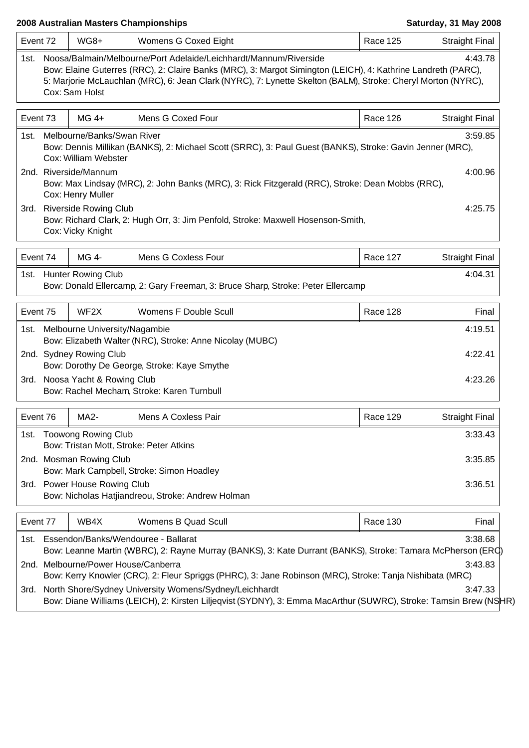**2008 Australian Masters Championships** — **Saturday, 31 May 2008**

| Event 72 | WG8+ | Womens G Coxed Eight | Race 125 | Straight Final |
|---|---|---|---|---|

1st. Noosa/Balmain/Melbourne/Port Adelaide/Leichhardt/Mannum/Riverside — 4:43.78
Bow: Elaine Guterres (RRC), 2: Claire Banks (MRC), 3: Margot Simington (LEICH), 4: Kathrine Landreth (PARC), 5: Marjorie McLauchlan (MRC), 6: Jean Clark (NYRC), 7: Lynette Skelton (BALM), Stroke: Cheryl Morton (NYRC), Cox: Sam Holst

| Event 73 | MG 4+ | Mens G Coxed Four | Race 126 | Straight Final |
|---|---|---|---|---|

1st. Melbourne/Banks/Swan River — 3:59.85
Bow: Dennis Millikan (BANKS), 2: Michael Scott (SRRC), 3: Paul Guest (BANKS), Stroke: Gavin Jenner (MRC), Cox: William Webster

2nd. Riverside/Mannum — 4:00.96
Bow: Max Lindsay (MRC), 2: John Banks (MRC), 3: Rick Fitzgerald (RRC), Stroke: Dean Mobbs (RRC), Cox: Henry Muller

3rd. Riverside Rowing Club — 4:25.75
Bow: Richard Clark, 2: Hugh Orr, 3: Jim Penfold, Stroke: Maxwell Hosenson-Smith, Cox: Vicky Knight

| Event 74 | MG 4- | Mens G Coxless Four | Race 127 | Straight Final |
|---|---|---|---|---|

1st. Hunter Rowing Club — 4:04.31
Bow: Donald Ellercamp, 2: Gary Freeman, 3: Bruce Sharp, Stroke: Peter Ellercamp

| Event 75 | WF2X | Womens F Double Scull | Race 128 | Final |
|---|---|---|---|---|

1st. Melbourne University/Nagambie — 4:19.51
Bow: Elizabeth Walter (NRC), Stroke: Anne Nicolay (MUBC)

2nd. Sydney Rowing Club — 4:22.41
Bow: Dorothy De George, Stroke: Kaye Smythe

3rd. Noosa Yacht & Rowing Club — 4:23.26
Bow: Rachel Mecham, Stroke: Karen Turnbull

| Event 76 | MA2- | Mens A Coxless Pair | Race 129 | Straight Final |
|---|---|---|---|---|

1st. Toowong Rowing Club — 3:33.43
Bow: Tristan Mott, Stroke: Peter Atkins

2nd. Mosman Rowing Club — 3:35.85
Bow: Mark Campbell, Stroke: Simon Hoadley

3rd. Power House Rowing Club — 3:36.51
Bow: Nicholas Hatjiandreou, Stroke: Andrew Holman

| Event 77 | WB4X | Womens B Quad Scull | Race 130 | Final |
|---|---|---|---|---|

1st. Essendon/Banks/Wendouree - Ballarat — 3:38.68
Bow: Leanne Martin (WBRC), 2: Rayne Murray (BANKS), 3: Kate Durrant (BANKS), Stroke: Tamara McPherson (ERC)

2nd. Melbourne/Power House/Canberra — 3:43.83
Bow: Kerry Knowler (CRC), 2: Fleur Spriggs (PHRC), 3: Jane Robinson (MRC), Stroke: Tanja Nishibata (MRC)

3rd. North Shore/Sydney University Womens/Sydney/Leichhardt — 3:47.33
Bow: Diane Williams (LEICH), 2: Kirsten Liljeqvist (SYDNY), 3: Emma MacArthur (SUWRC), Stroke: Tamsin Brew (NSHR)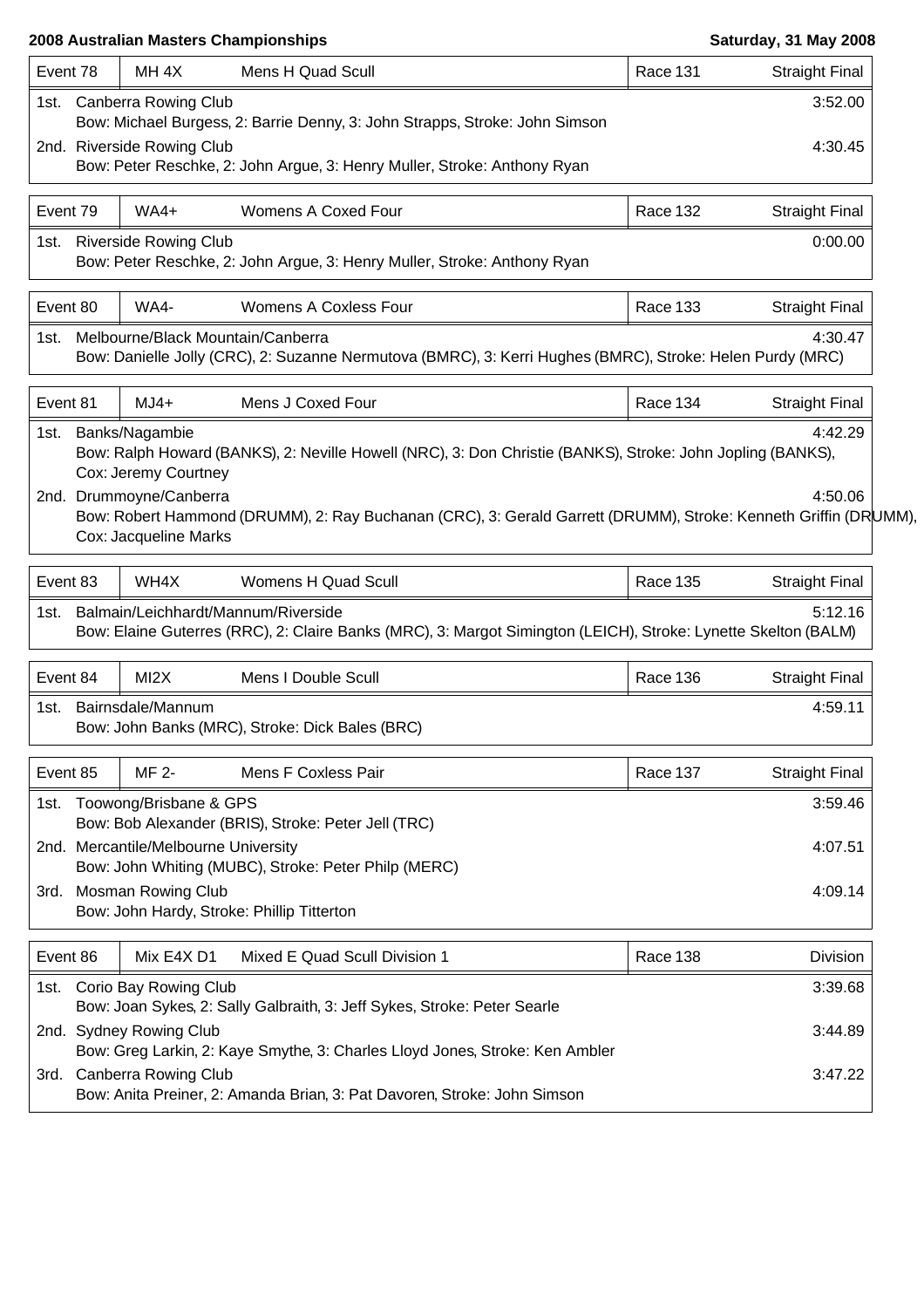**2008 Australian Masters Championships** — **Saturday, 31 May 2008**

| Event 78 | MH 4X | Mens H Quad Scull | Race 131 | Straight Final |
|---|---|---|---|---|
| 1st. | Canberra Rowing Club<br>Bow: Michael Burgess, 2: Barrie Denny, 3: John Strapps, Stroke: John Simson | | | 3:52.00 |
| 2nd. | Riverside Rowing Club<br>Bow: Peter Reschke, 2: John Argue, 3: Henry Muller, Stroke: Anthony Ryan | | | 4:30.45 |

| Event 79 | WA4+ | Womens A Coxed Four | Race 132 | Straight Final |
|---|---|---|---|---|
| 1st. | Riverside Rowing Club<br>Bow: Peter Reschke, 2: John Argue, 3: Henry Muller, Stroke: Anthony Ryan | | | 0:00.00 |

| Event 80 | WA4- | Womens A Coxless Four | Race 133 | Straight Final |
|---|---|---|---|---|
| 1st. | Melbourne/Black Mountain/Canberra<br>Bow: Danielle Jolly (CRC), 2: Suzanne Nermutova (BMRC), 3: Kerri Hughes (BMRC), Stroke: Helen Purdy (MRC) | | | 4:30.47 |

| Event 81 | MJ4+ | Mens J Coxed Four | Race 134 | Straight Final |
|---|---|---|---|---|
| 1st. | Banks/Nagambie<br>Bow: Ralph Howard (BANKS), 2: Neville Howell (NRC), 3: Don Christie (BANKS), Stroke: John Jopling (BANKS), Cox: Jeremy Courtney | | | 4:42.29 |
| 2nd. | Drummoyne/Canberra<br>Bow: Robert Hammond (DRUMM), 2: Ray Buchanan (CRC), 3: Gerald Garrett (DRUMM), Stroke: Kenneth Griffin (DRUMM), Cox: Jacqueline Marks | | | 4:50.06 |

| Event 83 | WH4X | Womens H Quad Scull | Race 135 | Straight Final |
|---|---|---|---|---|
| 1st. | Balmain/Leichhardt/Mannum/Riverside<br>Bow: Elaine Guterres (RRC), 2: Claire Banks (MRC), 3: Margot Simington (LEICH), Stroke: Lynette Skelton (BALM) | | | 5:12.16 |

| Event 84 | MI2X | Mens I Double Scull | Race 136 | Straight Final |
|---|---|---|---|---|
| 1st. | Bairnsdale/Mannum<br>Bow: John Banks (MRC), Stroke: Dick Bales (BRC) | | | 4:59.11 |

| Event 85 | MF 2- | Mens F Coxless Pair | Race 137 | Straight Final |
|---|---|---|---|---|
| 1st. | Toowong/Brisbane & GPS<br>Bow: Bob Alexander (BRIS), Stroke: Peter Jell (TRC) | | | 3:59.46 |
| 2nd. | Mercantile/Melbourne University<br>Bow: John Whiting (MUBC), Stroke: Peter Philp (MERC) | | | 4:07.51 |
| 3rd. | Mosman Rowing Club<br>Bow: John Hardy, Stroke: Phillip Titterton | | | 4:09.14 |

| Event 86 | Mix E4X D1 | Mixed E Quad Scull Division 1 | Race 138 | Division |
|---|---|---|---|---|
| 1st. | Corio Bay Rowing Club<br>Bow: Joan Sykes, 2: Sally Galbraith, 3: Jeff Sykes, Stroke: Peter Searle | | | 3:39.68 |
| 2nd. | Sydney Rowing Club<br>Bow: Greg Larkin, 2: Kaye Smythe, 3: Charles Lloyd Jones, Stroke: Ken Ambler | | | 3:44.89 |
| 3rd. | Canberra Rowing Club<br>Bow: Anita Preiner, 2: Amanda Brian, 3: Pat Davoren, Stroke: John Simson | | | 3:47.22 |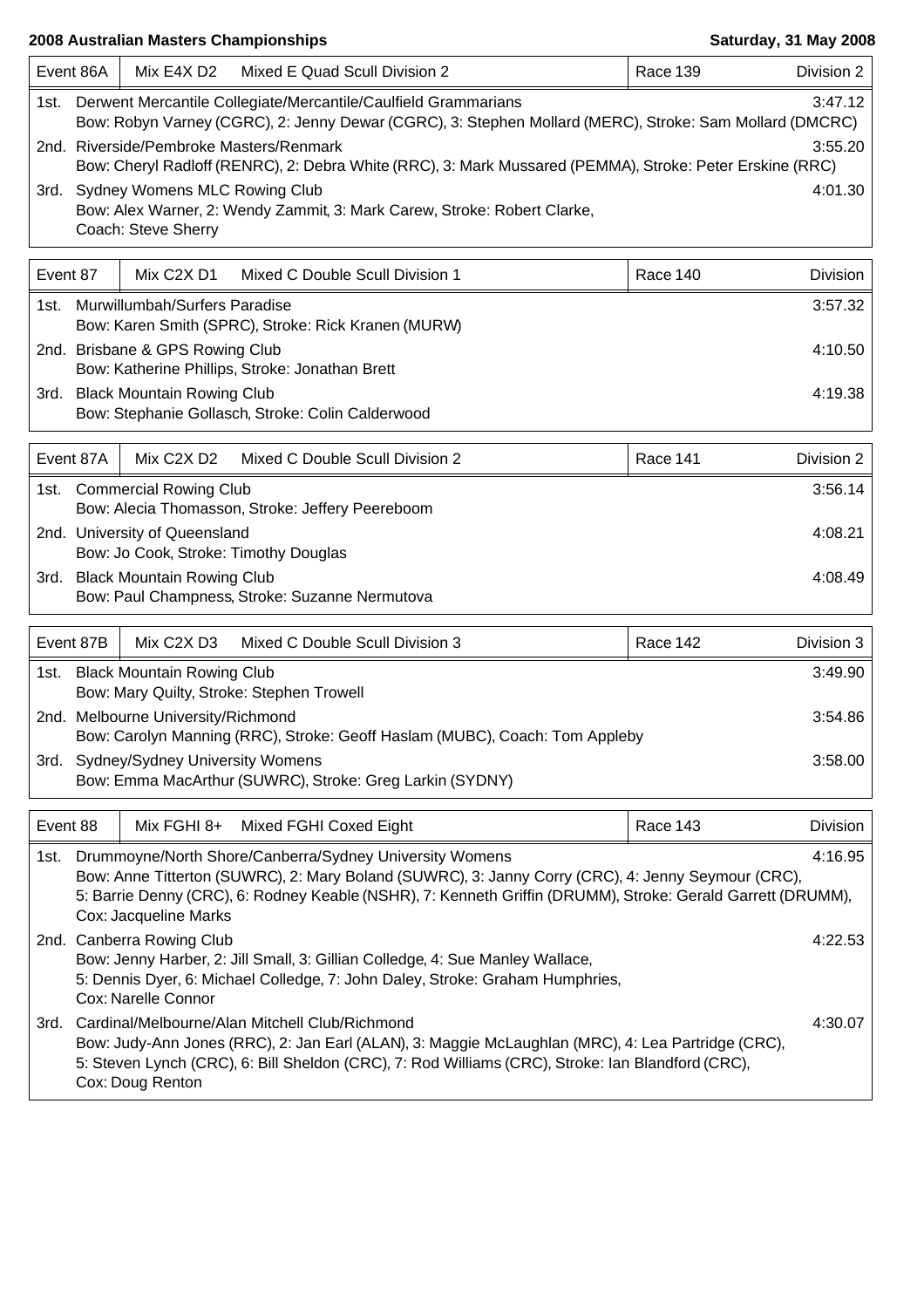**2008 Australian Masters Championships** — **Saturday, 31 May 2008**

| Event 86A | Mix E4X D2 | Mixed E Quad Scull Division 2 | Race 139 | Division 2 |
|---|---|---|---|---|

1st. Derwent Mercantile Collegiate/Mercantile/Caulfield Grammarians — 3:47.12
Bow: Robyn Varney (CGRC), 2: Jenny Dewar (CGRC), 3: Stephen Mollard (MERC), Stroke: Sam Mollard (DMCRC)

2nd. Riverside/Pembroke Masters/Renmark — 3:55.20
Bow: Cheryl Radloff (RENRC), 2: Debra White (RRC), 3: Mark Mussared (PEMMA), Stroke: Peter Erskine (RRC)

3rd. Sydney Womens MLC Rowing Club — 4:01.30
Bow: Alex Warner, 2: Wendy Zammit, 3: Mark Carew, Stroke: Robert Clarke,
Coach: Steve Sherry

| Event 87 | Mix C2X D1 | Mixed C Double Scull Division 1 | Race 140 | Division |
|---|---|---|---|---|

1st. Murwillumbah/Surfers Paradise — 3:57.32
Bow: Karen Smith (SPRC), Stroke: Rick Kranen (MURW)

2nd. Brisbane & GPS Rowing Club — 4:10.50
Bow: Katherine Phillips, Stroke: Jonathan Brett

3rd. Black Mountain Rowing Club — 4:19.38
Bow: Stephanie Gollasch, Stroke: Colin Calderwood

| Event 87A | Mix C2X D2 | Mixed C Double Scull Division 2 | Race 141 | Division 2 |
|---|---|---|---|---|

1st. Commercial Rowing Club — 3:56.14
Bow: Alecia Thomasson, Stroke: Jeffery Peereboom

2nd. University of Queensland — 4:08.21
Bow: Jo Cook, Stroke: Timothy Douglas

3rd. Black Mountain Rowing Club — 4:08.49
Bow: Paul Champness, Stroke: Suzanne Nermutova

| Event 87B | Mix C2X D3 | Mixed C Double Scull Division 3 | Race 142 | Division 3 |
|---|---|---|---|---|

1st. Black Mountain Rowing Club — 3:49.90
Bow: Mary Quilty, Stroke: Stephen Trowell

2nd. Melbourne University/Richmond — 3:54.86
Bow: Carolyn Manning (RRC), Stroke: Geoff Haslam (MUBC), Coach: Tom Appleby

3rd. Sydney/Sydney University Womens — 3:58.00
Bow: Emma MacArthur (SUWRC), Stroke: Greg Larkin (SYDNY)

| Event 88 | Mix FGHI 8+ | Mixed FGHI Coxed Eight | Race 143 | Division |
|---|---|---|---|---|

1st. Drummoyne/North Shore/Canberra/Sydney University Womens — 4:16.95
Bow: Anne Titterton (SUWRC), 2: Mary Boland (SUWRC), 3: Janny Corry (CRC), 4: Jenny Seymour (CRC),
5: Barrie Denny (CRC), 6: Rodney Keable (NSHR), 7: Kenneth Griffin (DRUMM), Stroke: Gerald Garrett (DRUMM),
Cox: Jacqueline Marks

2nd. Canberra Rowing Club — 4:22.53
Bow: Jenny Harber, 2: Jill Small, 3: Gillian Colledge, 4: Sue Manley Wallace,
5: Dennis Dyer, 6: Michael Colledge, 7: John Daley, Stroke: Graham Humphries,
Cox: Narelle Connor

3rd. Cardinal/Melbourne/Alan Mitchell Club/Richmond — 4:30.07
Bow: Judy-Ann Jones (RRC), 2: Jan Earl (ALAN), 3: Maggie McLaughlan (MRC), 4: Lea Partridge (CRC),
5: Steven Lynch (CRC), 6: Bill Sheldon (CRC), 7: Rod Williams (CRC), Stroke: Ian Blandford (CRC),
Cox: Doug Renton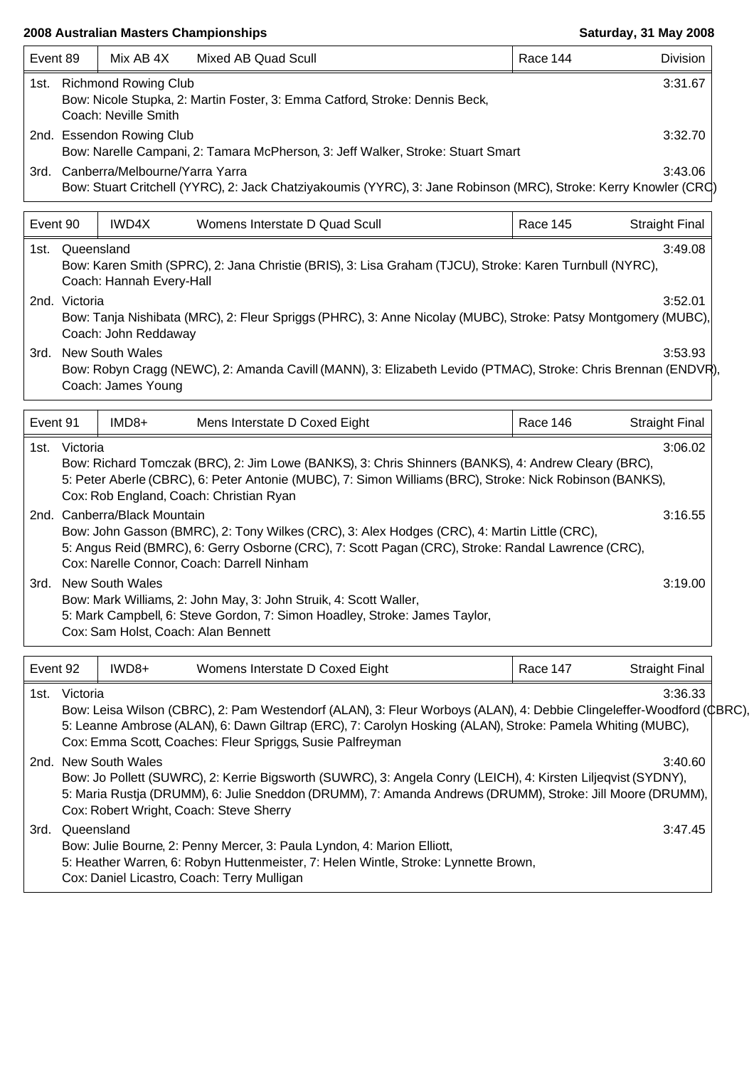**2008 Australian Masters Championships** — **Saturday, 31 May 2008**

| Event 89 | Mix AB 4X | Mixed AB Quad Scull | Race 144 | Division |
|---|---|---|---|---|

1st. Richmond Rowing Club — 3:31.67
Bow: Nicole Stupka, 2: Martin Foster, 3: Emma Catford, Stroke: Dennis Beck,
Coach: Neville Smith

2nd. Essendon Rowing Club — 3:32.70
Bow: Narelle Campani, 2: Tamara McPherson, 3: Jeff Walker, Stroke: Stuart Smart

3rd. Canberra/Melbourne/Yarra Yarra — 3:43.06
Bow: Stuart Critchell (YYRC), 2: Jack Chatziyakoumis (YYRC), 3: Jane Robinson (MRC), Stroke: Kerry Knowler (CRC)

| Event 90 | IWD4X | Womens Interstate D Quad Scull | Race 145 | Straight Final |
|---|---|---|---|---|

1st. Queensland — 3:49.08
Bow: Karen Smith (SPRC), 2: Jana Christie (BRIS), 3: Lisa Graham (TJCU), Stroke: Karen Turnbull (NYRC),
Coach: Hannah Every-Hall

2nd. Victoria — 3:52.01
Bow: Tanja Nishibata (MRC), 2: Fleur Spriggs (PHRC), 3: Anne Nicolay (MUBC), Stroke: Patsy Montgomery (MUBC),
Coach: John Reddaway

3rd. New South Wales — 3:53.93
Bow: Robyn Cragg (NEWC), 2: Amanda Cavill (MANN), 3: Elizabeth Levido (PTMAC), Stroke: Chris Brennan (ENDVR),
Coach: James Young

| Event 91 | IMD8+ | Mens Interstate D Coxed Eight | Race 146 | Straight Final |
|---|---|---|---|---|

1st. Victoria — 3:06.02
Bow: Richard Tomczak (BRC), 2: Jim Lowe (BANKS), 3: Chris Shinners (BANKS), 4: Andrew Cleary (BRC),
5: Peter Aberle (CBRC), 6: Peter Antonie (MUBC), 7: Simon Williams (BRC), Stroke: Nick Robinson (BANKS),
Cox: Rob England, Coach: Christian Ryan

2nd. Canberra/Black Mountain — 3:16.55
Bow: John Gasson (BMRC), 2: Tony Wilkes (CRC), 3: Alex Hodges (CRC), 4: Martin Little (CRC),
5: Angus Reid (BMRC), 6: Gerry Osborne (CRC), 7: Scott Pagan (CRC), Stroke: Randal Lawrence (CRC),
Cox: Narelle Connor, Coach: Darrell Ninham

3rd. New South Wales — 3:19.00
Bow: Mark Williams, 2: John May, 3: John Struik, 4: Scott Waller,
5: Mark Campbell, 6: Steve Gordon, 7: Simon Hoadley, Stroke: James Taylor,
Cox: Sam Holst, Coach: Alan Bennett

| Event 92 | IWD8+ | Womens Interstate D Coxed Eight | Race 147 | Straight Final |
|---|---|---|---|---|

1st. Victoria — 3:36.33
Bow: Leisa Wilson (CBRC), 2: Pam Westendorf (ALAN), 3: Fleur Worboys (ALAN), 4: Debbie Clingeleffer-Woodford (CBRC),
5: Leanne Ambrose (ALAN), 6: Dawn Giltrap (ERC), 7: Carolyn Hosking (ALAN), Stroke: Pamela Whiting (MUBC),
Cox: Emma Scott, Coaches: Fleur Spriggs, Susie Palfreyman

2nd. New South Wales — 3:40.60
Bow: Jo Pollett (SUWRC), 2: Kerrie Bigsworth (SUWRC), 3: Angela Conry (LEICH), 4: Kirsten Liljeqvist (SYDNY),
5: Maria Rustja (DRUMM), 6: Julie Sneddon (DRUMM), 7: Amanda Andrews (DRUMM), Stroke: Jill Moore (DRUMM),
Cox: Robert Wright, Coach: Steve Sherry

3rd. Queensland — 3:47.45
Bow: Julie Bourne, 2: Penny Mercer, 3: Paula Lyndon, 4: Marion Elliott,
5: Heather Warren, 6: Robyn Huttenmeister, 7: Helen Wintle, Stroke: Lynnette Brown,
Cox: Daniel Licastro, Coach: Terry Mulligan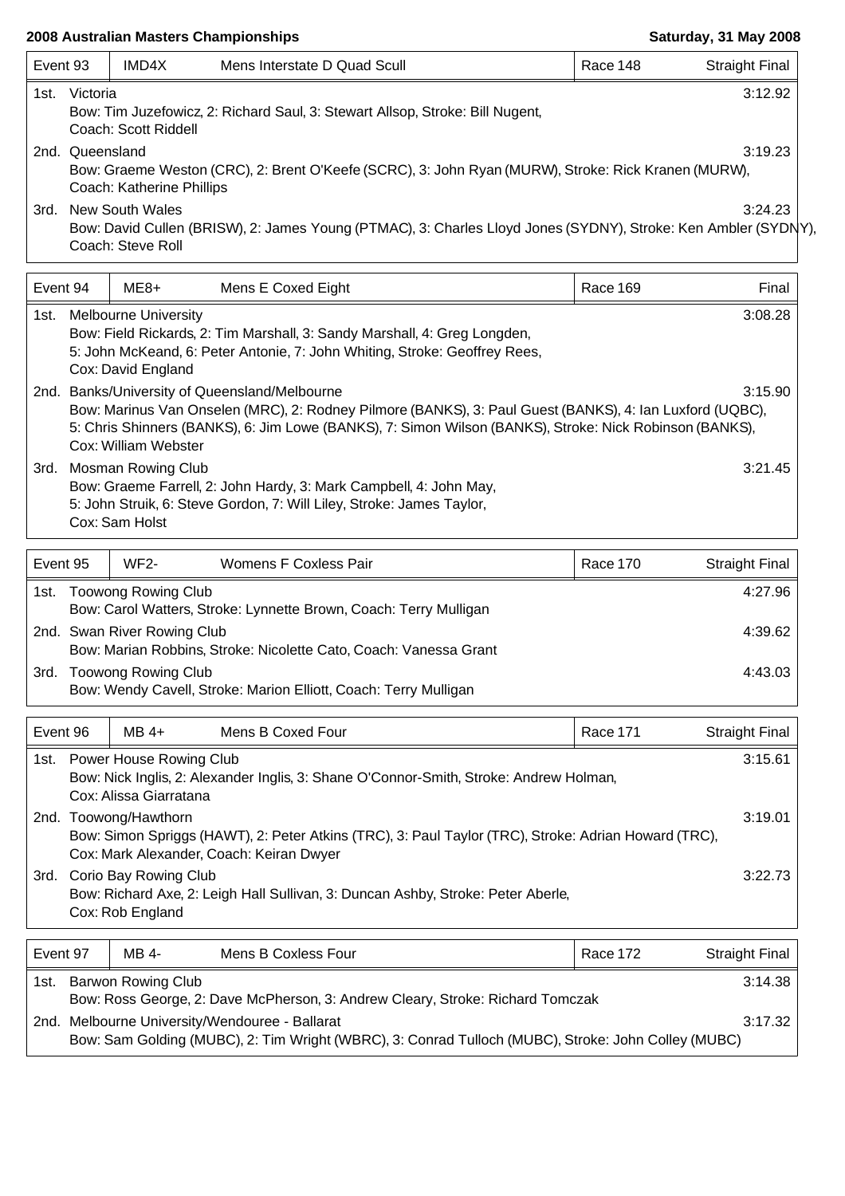**2008 Australian Masters Championships** — **Saturday, 31 May 2008**

| Event 93 | IMD4X | Mens Interstate D Quad Scull | Race 148 | Straight Final |
|---|---|---|---|---|

1st. Victoria — 3:12.92
Bow: Tim Juzefowicz, 2: Richard Saul, 3: Stewart Allsop, Stroke: Bill Nugent,
Coach: Scott Riddell

2nd. Queensland — 3:19.23
Bow: Graeme Weston (CRC), 2: Brent O'Keefe (SCRC), 3: John Ryan (MURW), Stroke: Rick Kranen (MURW),
Coach: Katherine Phillips

3rd. New South Wales — 3:24.23
Bow: David Cullen (BRISW), 2: James Young (PTMAC), 3: Charles Lloyd Jones (SYDNY), Stroke: Ken Ambler (SYDNY),
Coach: Steve Roll

| Event 94 | ME8+ | Mens E Coxed Eight | Race 169 | Final |
|---|---|---|---|---|

1st. Melbourne University — 3:08.28
Bow: Field Rickards, 2: Tim Marshall, 3: Sandy Marshall, 4: Greg Longden,
5: John McKeand, 6: Peter Antonie, 7: John Whiting, Stroke: Geoffrey Rees,
Cox: David England

2nd. Banks/University of Queensland/Melbourne — 3:15.90
Bow: Marinus Van Onselen (MRC), 2: Rodney Pilmore (BANKS), 3: Paul Guest (BANKS), 4: Ian Luxford (UQBC),
5: Chris Shinners (BANKS), 6: Jim Lowe (BANKS), 7: Simon Wilson (BANKS), Stroke: Nick Robinson (BANKS),
Cox: William Webster

3rd. Mosman Rowing Club — 3:21.45
Bow: Graeme Farrell, 2: John Hardy, 3: Mark Campbell, 4: John May,
5: John Struik, 6: Steve Gordon, 7: Will Liley, Stroke: James Taylor,
Cox: Sam Holst

| Event 95 | WF2- | Womens F Coxless Pair | Race 170 | Straight Final |
|---|---|---|---|---|

1st. Toowong Rowing Club — 4:27.96
Bow: Carol Watters, Stroke: Lynnette Brown, Coach: Terry Mulligan

2nd. Swan River Rowing Club — 4:39.62
Bow: Marian Robbins, Stroke: Nicolette Cato, Coach: Vanessa Grant

3rd. Toowong Rowing Club — 4:43.03
Bow: Wendy Cavell, Stroke: Marion Elliott, Coach: Terry Mulligan

| Event 96 | MB 4+ | Mens B Coxed Four | Race 171 | Straight Final |
|---|---|---|---|---|

1st. Power House Rowing Club — 3:15.61
Bow: Nick Inglis, 2: Alexander Inglis, 3: Shane O'Connor-Smith, Stroke: Andrew Holman,
Cox: Alissa Giarratana

2nd. Toowong/Hawthorn — 3:19.01
Bow: Simon Spriggs (HAWT), 2: Peter Atkins (TRC), 3: Paul Taylor (TRC), Stroke: Adrian Howard (TRC),
Cox: Mark Alexander, Coach: Keiran Dwyer

3rd. Corio Bay Rowing Club — 3:22.73
Bow: Richard Axe, 2: Leigh Hall Sullivan, 3: Duncan Ashby, Stroke: Peter Aberle,
Cox: Rob England

| Event 97 | MB 4- | Mens B Coxless Four | Race 172 | Straight Final |
|---|---|---|---|---|

1st. Barwon Rowing Club — 3:14.38
Bow: Ross George, 2: Dave McPherson, 3: Andrew Cleary, Stroke: Richard Tomczak

2nd. Melbourne University/Wendouree - Ballarat — 3:17.32
Bow: Sam Golding (MUBC), 2: Tim Wright (WBRC), 3: Conrad Tulloch (MUBC), Stroke: John Colley (MUBC)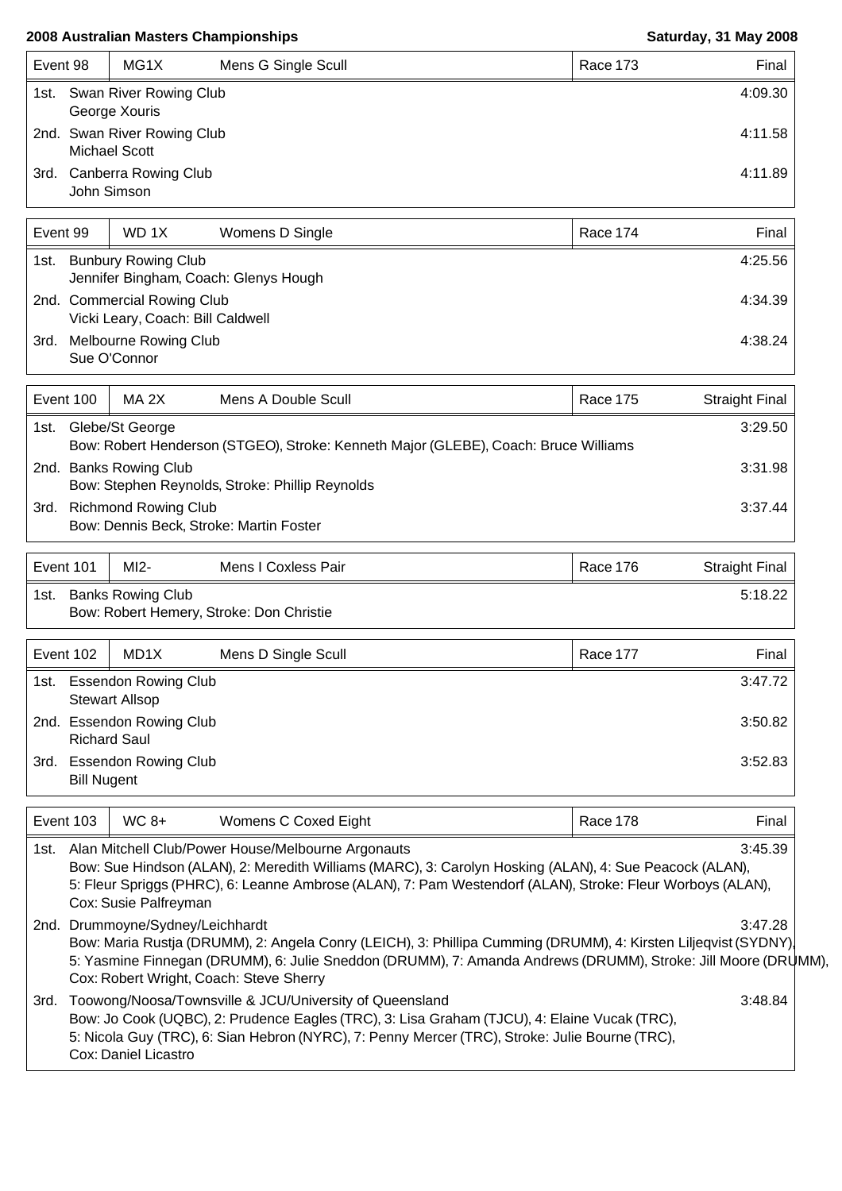**2008 Australian Masters Championships** — **Saturday, 31 May 2008**

| Event 98 | MG1X | Mens G Single Scull | Race 173 | Final |
|---|---|---|---|---|

1st. Swan River Rowing Club — 4:09.30
George Xouris

2nd. Swan River Rowing Club — 4:11.58
Michael Scott

3rd. Canberra Rowing Club — 4:11.89
John Simson

| Event 99 | WD 1X | Womens D Single | Race 174 | Final |
|---|---|---|---|---|

1st. Bunbury Rowing Club — 4:25.56
Jennifer Bingham, Coach: Glenys Hough

2nd. Commercial Rowing Club — 4:34.39
Vicki Leary, Coach: Bill Caldwell

3rd. Melbourne Rowing Club — 4:38.24
Sue O'Connor

| Event 100 | MA 2X | Mens A Double Scull | Race 175 | Straight Final |
|---|---|---|---|---|

1st. Glebe/St George — 3:29.50
Bow: Robert Henderson (STGEO), Stroke: Kenneth Major (GLEBE), Coach: Bruce Williams

2nd. Banks Rowing Club — 3:31.98
Bow: Stephen Reynolds, Stroke: Phillip Reynolds

3rd. Richmond Rowing Club — 3:37.44
Bow: Dennis Beck, Stroke: Martin Foster

| Event 101 | MI2- | Mens I Coxless Pair | Race 176 | Straight Final |
|---|---|---|---|---|

1st. Banks Rowing Club — 5:18.22
Bow: Robert Hemery, Stroke: Don Christie

| Event 102 | MD1X | Mens D Single Scull | Race 177 | Final |
|---|---|---|---|---|

1st. Essendon Rowing Club — 3:47.72
Stewart Allsop

2nd. Essendon Rowing Club — 3:50.82
Richard Saul

3rd. Essendon Rowing Club — 3:52.83
Bill Nugent

| Event 103 | WC 8+ | Womens C Coxed Eight | Race 178 | Final |
|---|---|---|---|---|

1st. Alan Mitchell Club/Power House/Melbourne Argonauts — 3:45.39
Bow: Sue Hindson (ALAN), 2: Meredith Williams (MARC), 3: Carolyn Hosking (ALAN), 4: Sue Peacock (ALAN), 5: Fleur Spriggs (PHRC), 6: Leanne Ambrose (ALAN), 7: Pam Westendorf (ALAN), Stroke: Fleur Worboys (ALAN), Cox: Susie Palfreyman

2nd. Drummoyne/Sydney/Leichhardt — 3:47.28
Bow: Maria Rustja (DRUMM), 2: Angela Conry (LEICH), 3: Phillipa Cumming (DRUMM), 4: Kirsten Liljeqvist (SYDNY), 5: Yasmine Finnegan (DRUMM), 6: Julie Sneddon (DRUMM), 7: Amanda Andrews (DRUMM), Stroke: Jill Moore (DRUMM), Cox: Robert Wright, Coach: Steve Sherry

3rd. Toowong/Noosa/Townsville & JCU/University of Queensland — 3:48.84
Bow: Jo Cook (UQBC), 2: Prudence Eagles (TRC), 3: Lisa Graham (TJCU), 4: Elaine Vucak (TRC), 5: Nicola Guy (TRC), 6: Sian Hebron (NYRC), 7: Penny Mercer (TRC), Stroke: Julie Bourne (TRC), Cox: Daniel Licastro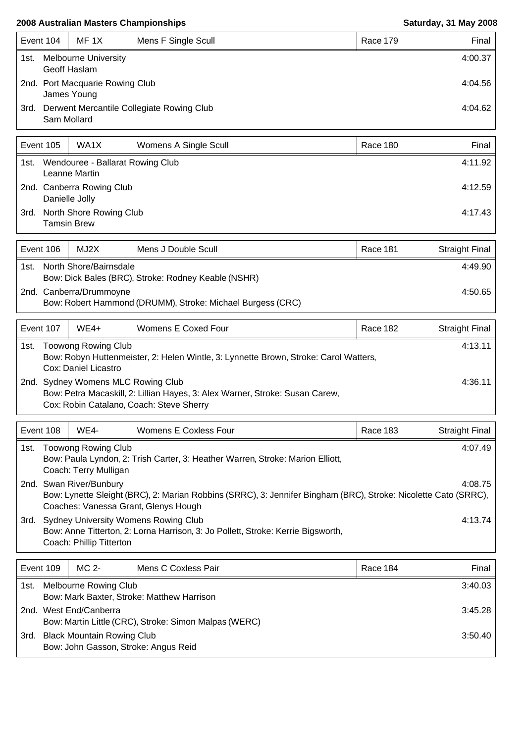**2008 Australian Masters Championships** — **Saturday, 31 May 2008**

| Event 104 | MF 1X | Mens F Single Scull | Race 179 | Final |
|---|---|---|---|---|
| 1st. | Melbourne University<br>Geoff Haslam | | | 4:00.37 |
| 2nd. | Port Macquarie Rowing Club<br>James Young | | | 4:04.56 |
| 3rd. | Derwent Mercantile Collegiate Rowing Club<br>Sam Mollard | | | 4:04.62 |

| Event 105 | WA1X | Womens A Single Scull | Race 180 | Final |
|---|---|---|---|---|
| 1st. | Wendouree - Ballarat Rowing Club<br>Leanne Martin | | | 4:11.92 |
| 2nd. | Canberra Rowing Club<br>Danielle Jolly | | | 4:12.59 |
| 3rd. | North Shore Rowing Club<br>Tamsin Brew | | | 4:17.43 |

| Event 106 | MJ2X | Mens J Double Scull | Race 181 | Straight Final |
|---|---|---|---|---|
| 1st. | North Shore/Bairnsdale<br>Bow: Dick Bales (BRC), Stroke: Rodney Keable (NSHR) | | | 4:49.90 |
| 2nd. | Canberra/Drummoyne<br>Bow: Robert Hammond (DRUMM), Stroke: Michael Burgess (CRC) | | | 4:50.65 |

| Event 107 | WE4+ | Womens E Coxed Four | Race 182 | Straight Final |
|---|---|---|---|---|
| 1st. | Toowong Rowing Club<br>Bow: Robyn Huttenmeister, 2: Helen Wintle, 3: Lynnette Brown, Stroke: Carol Watters, Cox: Daniel Licastro | | | 4:13.11 |
| 2nd. | Sydney Womens MLC Rowing Club<br>Bow: Petra Macaskill, 2: Lillian Hayes, 3: Alex Warner, Stroke: Susan Carew, Cox: Robin Catalano, Coach: Steve Sherry | | | 4:36.11 |

| Event 108 | WE4- | Womens E Coxless Four | Race 183 | Straight Final |
|---|---|---|---|---|
| 1st. | Toowong Rowing Club<br>Bow: Paula Lyndon, 2: Trish Carter, 3: Heather Warren, Stroke: Marion Elliott, Coach: Terry Mulligan | | | 4:07.49 |
| 2nd. | Swan River/Bunbury<br>Bow: Lynette Sleight (BRC), 2: Marian Robbins (SRRC), 3: Jennifer Bingham (BRC), Stroke: Nicolette Cato (SRRC), Coaches: Vanessa Grant, Glenys Hough | | | 4:08.75 |
| 3rd. | Sydney University Womens Rowing Club<br>Bow: Anne Titterton, 2: Lorna Harrison, 3: Jo Pollett, Stroke: Kerrie Bigsworth, Coach: Phillip Titterton | | | 4:13.74 |

| Event 109 | MC 2- | Mens C Coxless Pair | Race 184 | Final |
|---|---|---|---|---|
| 1st. | Melbourne Rowing Club<br>Bow: Mark Baxter, Stroke: Matthew Harrison | | | 3:40.03 |
| 2nd. | West End/Canberra<br>Bow: Martin Little (CRC), Stroke: Simon Malpas (WERC) | | | 3:45.28 |
| 3rd. | Black Mountain Rowing Club<br>Bow: John Gasson, Stroke: Angus Reid | | | 3:50.40 |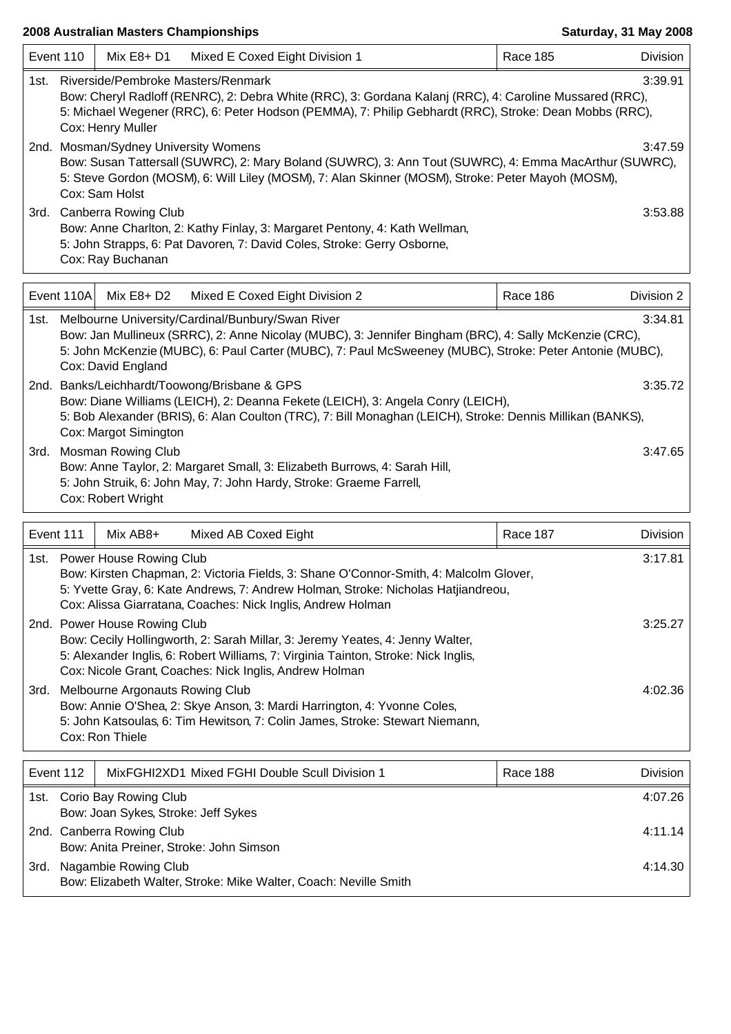**2008 Australian Masters Championships** — **Saturday, 31 May 2008**

| Event 110 | Mix E8+ D1 | Mixed E Coxed Eight Division 1 | Race 185 | Division |
|---|---|---|---|---|

1st. Riverside/Pembroke Masters/Renmark — 3:39.91
Bow: Cheryl Radloff (RENRC), 2: Debra White (RRC), 3: Gordana Kalanj (RRC), 4: Caroline Mussared (RRC), 5: Michael Wegener (RRC), 6: Peter Hodson (PEMMA), 7: Philip Gebhardt (RRC), Stroke: Dean Mobbs (RRC), Cox: Henry Muller

2nd. Mosman/Sydney University Womens — 3:47.59
Bow: Susan Tattersall (SUWRC), 2: Mary Boland (SUWRC), 3: Ann Tout (SUWRC), 4: Emma MacArthur (SUWRC), 5: Steve Gordon (MOSM), 6: Will Liley (MOSM), 7: Alan Skinner (MOSM), Stroke: Peter Mayoh (MOSM), Cox: Sam Holst

3rd. Canberra Rowing Club — 3:53.88
Bow: Anne Charlton, 2: Kathy Finlay, 3: Margaret Pentony, 4: Kath Wellman, 5: John Strapps, 6: Pat Davoren, 7: David Coles, Stroke: Gerry Osborne, Cox: Ray Buchanan

| Event 110A | Mix E8+ D2 | Mixed E Coxed Eight Division 2 | Race 186 | Division 2 |
|---|---|---|---|---|

1st. Melbourne University/Cardinal/Bunbury/Swan River — 3:34.81
Bow: Jan Mullineux (SRRC), 2: Anne Nicolay (MUBC), 3: Jennifer Bingham (BRC), 4: Sally McKenzie (CRC), 5: John McKenzie (MUBC), 6: Paul Carter (MUBC), 7: Paul McSweeney (MUBC), Stroke: Peter Antonie (MUBC), Cox: David England

2nd. Banks/Leichhardt/Toowong/Brisbane & GPS — 3:35.72
Bow: Diane Williams (LEICH), 2: Deanna Fekete (LEICH), 3: Angela Conry (LEICH), 5: Bob Alexander (BRIS), 6: Alan Coulton (TRC), 7: Bill Monaghan (LEICH), Stroke: Dennis Millikan (BANKS), Cox: Margot Simington

3rd. Mosman Rowing Club — 3:47.65
Bow: Anne Taylor, 2: Margaret Small, 3: Elizabeth Burrows, 4: Sarah Hill, 5: John Struik, 6: John May, 7: John Hardy, Stroke: Graeme Farrell, Cox: Robert Wright

| Event 111 | Mix AB8+ | Mixed AB Coxed Eight | Race 187 | Division |
|---|---|---|---|---|

1st. Power House Rowing Club — 3:17.81
Bow: Kirsten Chapman, 2: Victoria Fields, 3: Shane O'Connor-Smith, 4: Malcolm Glover, 5: Yvette Gray, 6: Kate Andrews, 7: Andrew Holman, Stroke: Nicholas Hatjiandreou, Cox: Alissa Giarratana, Coaches: Nick Inglis, Andrew Holman

2nd. Power House Rowing Club — 3:25.27
Bow: Cecily Hollingworth, 2: Sarah Millar, 3: Jeremy Yeates, 4: Jenny Walter, 5: Alexander Inglis, 6: Robert Williams, 7: Virginia Tainton, Stroke: Nick Inglis, Cox: Nicole Grant, Coaches: Nick Inglis, Andrew Holman

3rd. Melbourne Argonauts Rowing Club — 4:02.36
Bow: Annie O'Shea, 2: Skye Anson, 3: Mardi Harrington, 4: Yvonne Coles, 5: John Katsoulas, 6: Tim Hewitson, 7: Colin James, Stroke: Stewart Niemann, Cox: Ron Thiele

| Event 112 | MixFGHI2XD1 Mixed FGHI Double Scull Division 1 | Race 188 | Division |
|---|---|---|---|

1st. Corio Bay Rowing Club — 4:07.26
Bow: Joan Sykes, Stroke: Jeff Sykes

2nd. Canberra Rowing Club — 4:11.14
Bow: Anita Preiner, Stroke: John Simson

3rd. Nagambie Rowing Club — 4:14.30
Bow: Elizabeth Walter, Stroke: Mike Walter, Coach: Neville Smith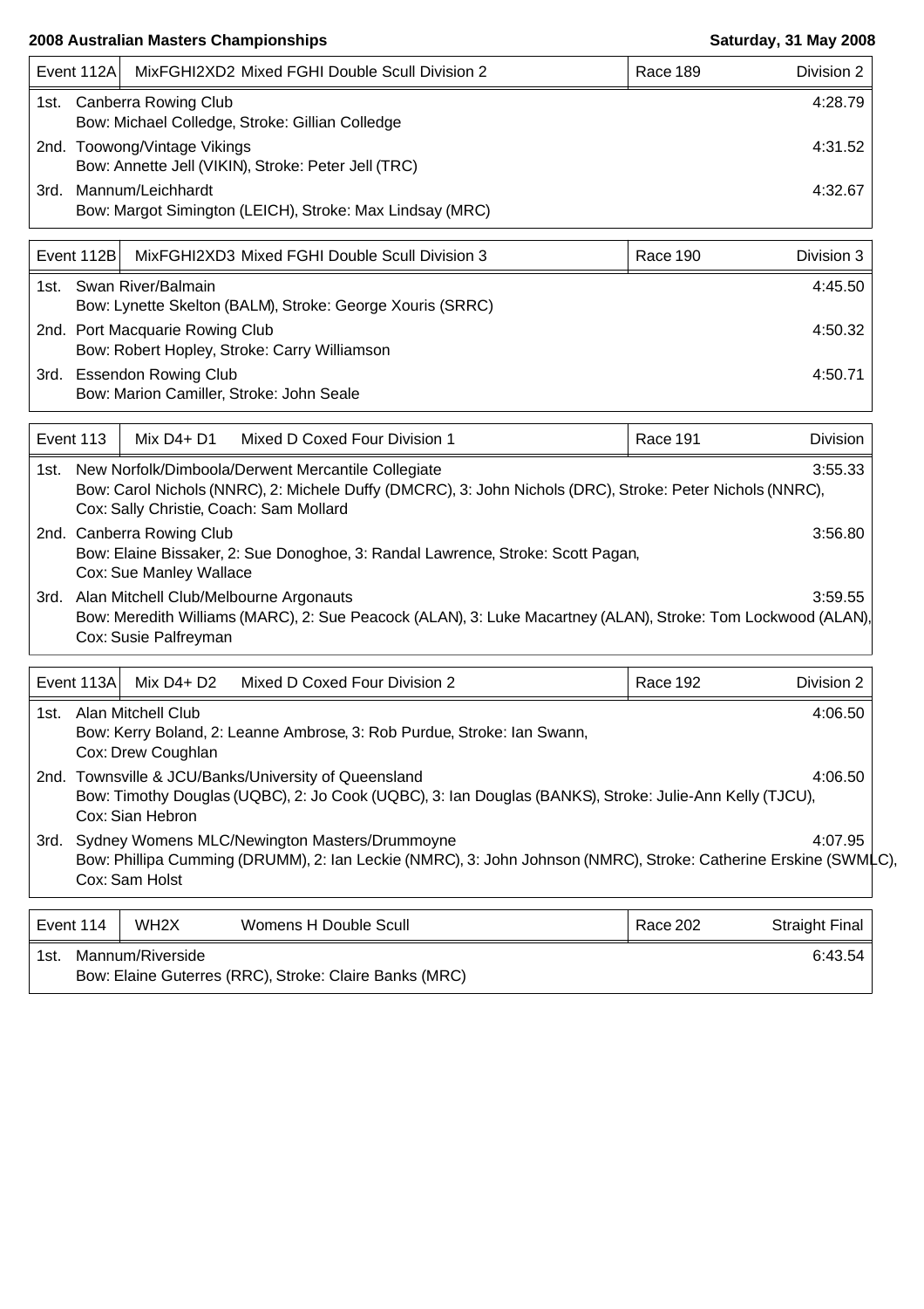**2008 Australian Masters Championships** — **Saturday, 31 May 2008**

| Event 112A | MixFGHI2XD2 Mixed FGHI Double Scull Division 2 | Race 189 | Division 2 |
|---|---|---|---|
| 1st. | Canberra Rowing Club<br>Bow: Michael Colledge, Stroke: Gillian Colledge | | 4:28.79 |
| 2nd. | Toowong/Vintage Vikings<br>Bow: Annette Jell (VIKIN), Stroke: Peter Jell (TRC) | | 4:31.52 |
| 3rd. | Mannum/Leichhardt<br>Bow: Margot Simington (LEICH), Stroke: Max Lindsay (MRC) | | 4:32.67 |

| Event 112B | MixFGHI2XD3 Mixed FGHI Double Scull Division 3 | Race 190 | Division 3 |
|---|---|---|---|
| 1st. | Swan River/Balmain<br>Bow: Lynette Skelton (BALM), Stroke: George Xouris (SRRC) | | 4:45.50 |
| 2nd. | Port Macquarie Rowing Club<br>Bow: Robert Hopley, Stroke: Carry Williamson | | 4:50.32 |
| 3rd. | Essendon Rowing Club<br>Bow: Marion Camiller, Stroke: John Seale | | 4:50.71 |

| Event 113 | Mix D4+ D1 Mixed D Coxed Four Division 1 | Race 191 | Division |
|---|---|---|---|
| 1st. | New Norfolk/Dimboola/Derwent Mercantile Collegiate<br>Bow: Carol Nichols (NNRC), 2: Michele Duffy (DMCRC), 3: John Nichols (DRC), Stroke: Peter Nichols (NNRC), Cox: Sally Christie, Coach: Sam Mollard | | 3:55.33 |
| 2nd. | Canberra Rowing Club<br>Bow: Elaine Bissaker, 2: Sue Donoghoe, 3: Randal Lawrence, Stroke: Scott Pagan, Cox: Sue Manley Wallace | | 3:56.80 |
| 3rd. | Alan Mitchell Club/Melbourne Argonauts<br>Bow: Meredith Williams (MARC), 2: Sue Peacock (ALAN), 3: Luke Macartney (ALAN), Stroke: Tom Lockwood (ALAN), Cox: Susie Palfreyman | | 3:59.55 |

| Event 113A | Mix D4+ D2 Mixed D Coxed Four Division 2 | Race 192 | Division 2 |
|---|---|---|---|
| 1st. | Alan Mitchell Club<br>Bow: Kerry Boland, 2: Leanne Ambrose, 3: Rob Purdue, Stroke: Ian Swann, Cox: Drew Coughlan | | 4:06.50 |
| 2nd. | Townsville & JCU/Banks/University of Queensland<br>Bow: Timothy Douglas (UQBC), 2: Jo Cook (UQBC), 3: Ian Douglas (BANKS), Stroke: Julie-Ann Kelly (TJCU), Cox: Sian Hebron | | 4:06.50 |
| 3rd. | Sydney Womens MLC/Newington Masters/Drummoyne<br>Bow: Phillipa Cumming (DRUMM), 2: Ian Leckie (NMRC), 3: John Johnson (NMRC), Stroke: Catherine Erskine (SWMLC), Cox: Sam Holst | | 4:07.95 |

| Event 114 | WH2X Womens H Double Scull | Race 202 | Straight Final |
|---|---|---|---|
| 1st. | Mannum/Riverside<br>Bow: Elaine Guterres (RRC), Stroke: Claire Banks (MRC) | | 6:43.54 |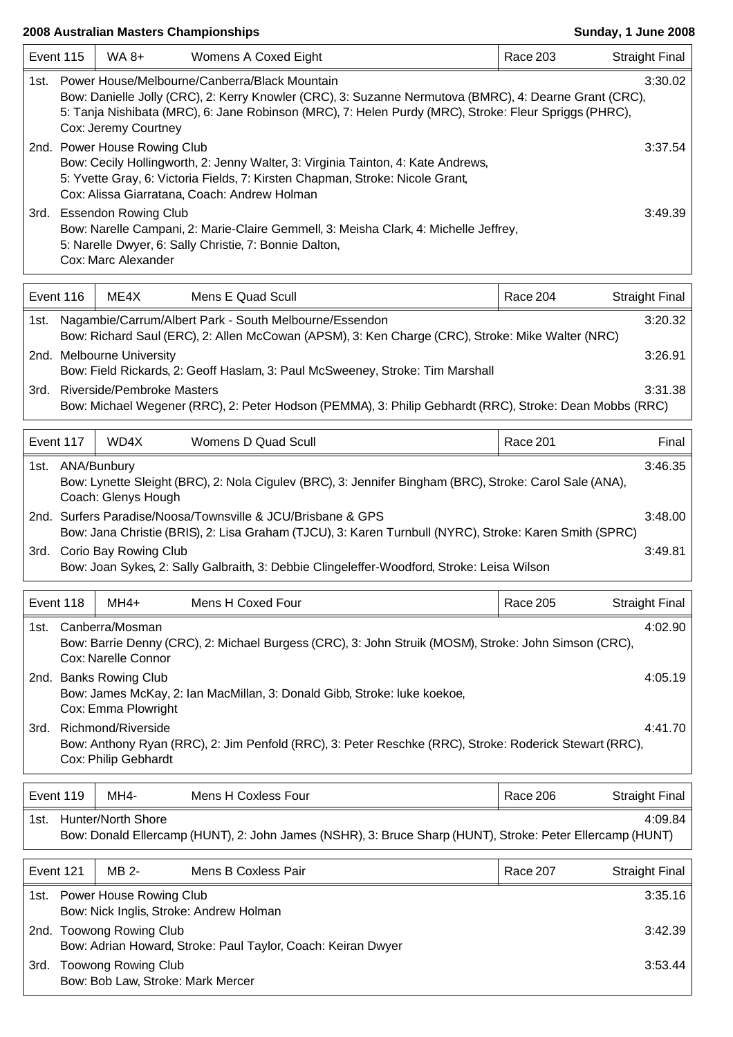**2008 Australian Masters Championships** — **Sunday, 1 June 2008**

| Event 115 | WA 8+ | Womens A Coxed Eight | Race 203 | Straight Final |
|---|---|---|---|---|

1st. Power House/Melbourne/Canberra/Black Mountain — 3:30.02
Bow: Danielle Jolly (CRC), 2: Kerry Knowler (CRC), 3: Suzanne Nermutova (BMRC), 4: Dearne Grant (CRC), 5: Tanja Nishibata (MRC), 6: Jane Robinson (MRC), 7: Helen Purdy (MRC), Stroke: Fleur Spriggs (PHRC), Cox: Jeremy Courtney

2nd. Power House Rowing Club — 3:37.54
Bow: Cecily Hollingworth, 2: Jenny Walter, 3: Virginia Tainton, 4: Kate Andrews, 5: Yvette Gray, 6: Victoria Fields, 7: Kirsten Chapman, Stroke: Nicole Grant, Cox: Alissa Giarratana, Coach: Andrew Holman

3rd. Essendon Rowing Club — 3:49.39
Bow: Narelle Campani, 2: Marie-Claire Gemmell, 3: Meisha Clark, 4: Michelle Jeffrey, 5: Narelle Dwyer, 6: Sally Christie, 7: Bonnie Dalton, Cox: Marc Alexander

| Event 116 | ME4X | Mens E Quad Scull | Race 204 | Straight Final |
|---|---|---|---|---|

1st. Nagambie/Carrum/Albert Park - South Melbourne/Essendon — 3:20.32
Bow: Richard Saul (ERC), 2: Allen McCowan (APSM), 3: Ken Charge (CRC), Stroke: Mike Walter (NRC)

2nd. Melbourne University — 3:26.91
Bow: Field Rickards, 2: Geoff Haslam, 3: Paul McSweeney, Stroke: Tim Marshall

3rd. Riverside/Pembroke Masters — 3:31.38
Bow: Michael Wegener (RRC), 2: Peter Hodson (PEMMA), 3: Philip Gebhardt (RRC), Stroke: Dean Mobbs (RRC)

| Event 117 | WD4X | Womens D Quad Scull | Race 201 | Final |
|---|---|---|---|---|

1st. ANA/Bunbury — 3:46.35
Bow: Lynette Sleight (BRC), 2: Nola Cigulev (BRC), 3: Jennifer Bingham (BRC), Stroke: Carol Sale (ANA), Coach: Glenys Hough

2nd. Surfers Paradise/Noosa/Townsville & JCU/Brisbane & GPS — 3:48.00
Bow: Jana Christie (BRIS), 2: Lisa Graham (TJCU), 3: Karen Turnbull (NYRC), Stroke: Karen Smith (SPRC)

3rd. Corio Bay Rowing Club — 3:49.81
Bow: Joan Sykes, 2: Sally Galbraith, 3: Debbie Clingeleffer-Woodford, Stroke: Leisa Wilson

| Event 118 | MH4+ | Mens H Coxed Four | Race 205 | Straight Final |
|---|---|---|---|---|

1st. Canberra/Mosman — 4:02.90
Bow: Barrie Denny (CRC), 2: Michael Burgess (CRC), 3: John Struik (MOSM), Stroke: John Simson (CRC), Cox: Narelle Connor

2nd. Banks Rowing Club — 4:05.19
Bow: James McKay, 2: Ian MacMillan, 3: Donald Gibb, Stroke: luke koekoe, Cox: Emma Plowright

3rd. Richmond/Riverside — 4:41.70
Bow: Anthony Ryan (RRC), 2: Jim Penfold (RRC), 3: Peter Reschke (RRC), Stroke: Roderick Stewart (RRC), Cox: Philip Gebhardt

| Event 119 | MH4- | Mens H Coxless Four | Race 206 | Straight Final |
|---|---|---|---|---|

1st. Hunter/North Shore — 4:09.84
Bow: Donald Ellercamp (HUNT), 2: John James (NSHR), 3: Bruce Sharp (HUNT), Stroke: Peter Ellercamp (HUNT)

| Event 121 | MB 2- | Mens B Coxless Pair | Race 207 | Straight Final |
|---|---|---|---|---|

1st. Power House Rowing Club — 3:35.16
Bow: Nick Inglis, Stroke: Andrew Holman

2nd. Toowong Rowing Club — 3:42.39
Bow: Adrian Howard, Stroke: Paul Taylor, Coach: Keiran Dwyer

3rd. Toowong Rowing Club — 3:53.44
Bow: Bob Law, Stroke: Mark Mercer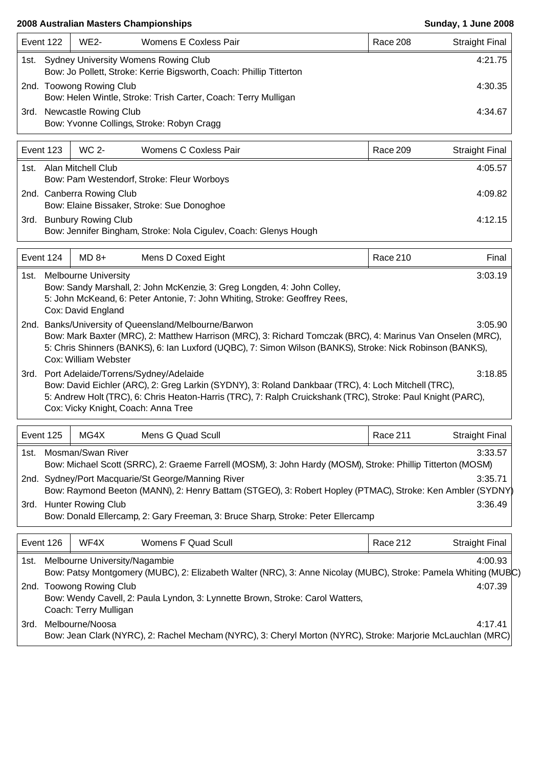**2008 Australian Masters Championships** — **Sunday, 1 June 2008**

| Event 122 | WE2- | Womens E Coxless Pair | Race 208 | Straight Final |
|---|---|---|---|---|
| 1st. | Sydney University Womens Rowing Club<br>Bow: Jo Pollett, Stroke: Kerrie Bigsworth, Coach: Phillip Titterton | | | 4:21.75 |
| 2nd. | Toowong Rowing Club<br>Bow: Helen Wintle, Stroke: Trish Carter, Coach: Terry Mulligan | | | 4:30.35 |
| 3rd. | Newcastle Rowing Club<br>Bow: Yvonne Collings, Stroke: Robyn Cragg | | | 4:34.67 |

| Event 123 | WC 2- | Womens C Coxless Pair | Race 209 | Straight Final |
|---|---|---|---|---|
| 1st. | Alan Mitchell Club<br>Bow: Pam Westendorf, Stroke: Fleur Worboys | | | 4:05.57 |
| 2nd. | Canberra Rowing Club<br>Bow: Elaine Bissaker, Stroke: Sue Donoghoe | | | 4:09.82 |
| 3rd. | Bunbury Rowing Club<br>Bow: Jennifer Bingham, Stroke: Nola Cigulev, Coach: Glenys Hough | | | 4:12.15 |

| Event 124 | MD 8+ | Mens D Coxed Eight | Race 210 | Final |
|---|---|---|---|---|
| 1st. | Melbourne University<br>Bow: Sandy Marshall, 2: John McKenzie, 3: Greg Longden, 4: John Colley, 5: John McKeand, 6: Peter Antonie, 7: John Whiting, Stroke: Geoffrey Rees, Cox: David England | | | 3:03.19 |
| 2nd. | Banks/University of Queensland/Melbourne/Barwon<br>Bow: Mark Baxter (MRC), 2: Matthew Harrison (MRC), 3: Richard Tomczak (BRC), 4: Marinus Van Onselen (MRC), 5: Chris Shinners (BANKS), 6: Ian Luxford (UQBC), 7: Simon Wilson (BANKS), Stroke: Nick Robinson (BANKS), Cox: William Webster | | | 3:05.90 |
| 3rd. | Port Adelaide/Torrens/Sydney/Adelaide<br>Bow: David Eichler (ARC), 2: Greg Larkin (SYDNY), 3: Roland Dankbaar (TRC), 4: Loch Mitchell (TRC), 5: Andrew Holt (TRC), 6: Chris Heaton-Harris (TRC), 7: Ralph Cruickshank (TRC), Stroke: Paul Knight (PARC), Cox: Vicky Knight, Coach: Anna Tree | | | 3:18.85 |

| Event 125 | MG4X | Mens G Quad Scull | Race 211 | Straight Final |
|---|---|---|---|---|
| 1st. | Mosman/Swan River<br>Bow: Michael Scott (SRRC), 2: Graeme Farrell (MOSM), 3: John Hardy (MOSM), Stroke: Phillip Titterton (MOSM) | | | 3:33.57 |
| 2nd. | Sydney/Port Macquarie/St George/Manning River<br>Bow: Raymond Beeton (MANN), 2: Henry Battam (STGEO), 3: Robert Hopley (PTMAC), Stroke: Ken Ambler (SYDNY) | | | 3:35.71 |
| 3rd. | Hunter Rowing Club<br>Bow: Donald Ellercamp, 2: Gary Freeman, 3: Bruce Sharp, Stroke: Peter Ellercamp | | | 3:36.49 |

| Event 126 | WF4X | Womens F Quad Scull | Race 212 | Straight Final |
|---|---|---|---|---|
| 1st. | Melbourne University/Nagambie<br>Bow: Patsy Montgomery (MUBC), 2: Elizabeth Walter (NRC), 3: Anne Nicolay (MUBC), Stroke: Pamela Whiting (MUBC) | | | 4:00.93 |
| 2nd. | Toowong Rowing Club<br>Bow: Wendy Cavell, 2: Paula Lyndon, 3: Lynnette Brown, Stroke: Carol Watters, Coach: Terry Mulligan | | | 4:07.39 |
| 3rd. | Melbourne/Noosa<br>Bow: Jean Clark (NYRC), 2: Rachel Mecham (NYRC), 3: Cheryl Morton (NYRC), Stroke: Marjorie McLauchlan (MRC) | | | 4:17.41 |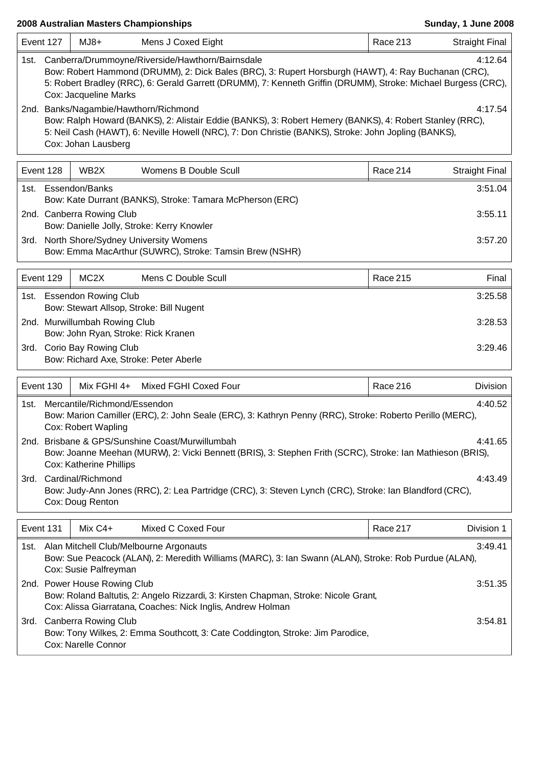**2008 Australian Masters Championships** — **Sunday, 1 June 2008**

| Event 127 | MJ8+ | Mens J Coxed Eight | Race 213 | Straight Final |
|---|---|---|---|---|

1st. Canberra/Drummoyne/Riverside/Hawthorn/Bairnsdale — 4:12.64
Bow: Robert Hammond (DRUMM), 2: Dick Bales (BRC), 3: Rupert Horsburgh (HAWT), 4: Ray Buchanan (CRC), 5: Robert Bradley (RRC), 6: Gerald Garrett (DRUMM), 7: Kenneth Griffin (DRUMM), Stroke: Michael Burgess (CRC), Cox: Jacqueline Marks

2nd. Banks/Nagambie/Hawthorn/Richmond — 4:17.54
Bow: Ralph Howard (BANKS), 2: Alistair Eddie (BANKS), 3: Robert Hemery (BANKS), 4: Robert Stanley (RRC), 5: Neil Cash (HAWT), 6: Neville Howell (NRC), 7: Don Christie (BANKS), Stroke: John Jopling (BANKS), Cox: Johan Lausberg

| Event 128 | WB2X | Womens B Double Scull | Race 214 | Straight Final |
|---|---|---|---|---|

1st. Essendon/Banks — 3:51.04
Bow: Kate Durrant (BANKS), Stroke: Tamara McPherson (ERC)

2nd. Canberra Rowing Club — 3:55.11
Bow: Danielle Jolly, Stroke: Kerry Knowler

3rd. North Shore/Sydney University Womens — 3:57.20
Bow: Emma MacArthur (SUWRC), Stroke: Tamsin Brew (NSHR)

| Event 129 | MC2X | Mens C Double Scull | Race 215 | Final |
|---|---|---|---|---|

1st. Essendon Rowing Club — 3:25.58
Bow: Stewart Allsop, Stroke: Bill Nugent

2nd. Murwillumbah Rowing Club — 3:28.53
Bow: John Ryan, Stroke: Rick Kranen

3rd. Corio Bay Rowing Club — 3:29.46
Bow: Richard Axe, Stroke: Peter Aberle

| Event 130 | Mix FGHI 4+ | Mixed FGHI Coxed Four | Race 216 | Division |
|---|---|---|---|---|

1st. Mercantile/Richmond/Essendon — 4:40.52
Bow: Marion Camiller (ERC), 2: John Seale (ERC), 3: Kathryn Penny (RRC), Stroke: Roberto Perillo (MERC), Cox: Robert Wapling

2nd. Brisbane & GPS/Sunshine Coast/Murwillumbah — 4:41.65
Bow: Joanne Meehan (MURW), 2: Vicki Bennett (BRIS), 3: Stephen Frith (SCRC), Stroke: Ian Mathieson (BRIS), Cox: Katherine Phillips

3rd. Cardinal/Richmond — 4:43.49
Bow: Judy-Ann Jones (RRC), 2: Lea Partridge (CRC), 3: Steven Lynch (CRC), Stroke: Ian Blandford (CRC), Cox: Doug Renton

| Event 131 | Mix C4+ | Mixed C Coxed Four | Race 217 | Division 1 |
|---|---|---|---|---|

1st. Alan Mitchell Club/Melbourne Argonauts — 3:49.41
Bow: Sue Peacock (ALAN), 2: Meredith Williams (MARC), 3: Ian Swann (ALAN), Stroke: Rob Purdue (ALAN), Cox: Susie Palfreyman

2nd. Power House Rowing Club — 3:51.35
Bow: Roland Baltutis, 2: Angelo Rizzardi, 3: Kirsten Chapman, Stroke: Nicole Grant, Cox: Alissa Giarratana, Coaches: Nick Inglis, Andrew Holman

3rd. Canberra Rowing Club — 3:54.81
Bow: Tony Wilkes, 2: Emma Southcott, 3: Cate Coddington, Stroke: Jim Parodice, Cox: Narelle Connor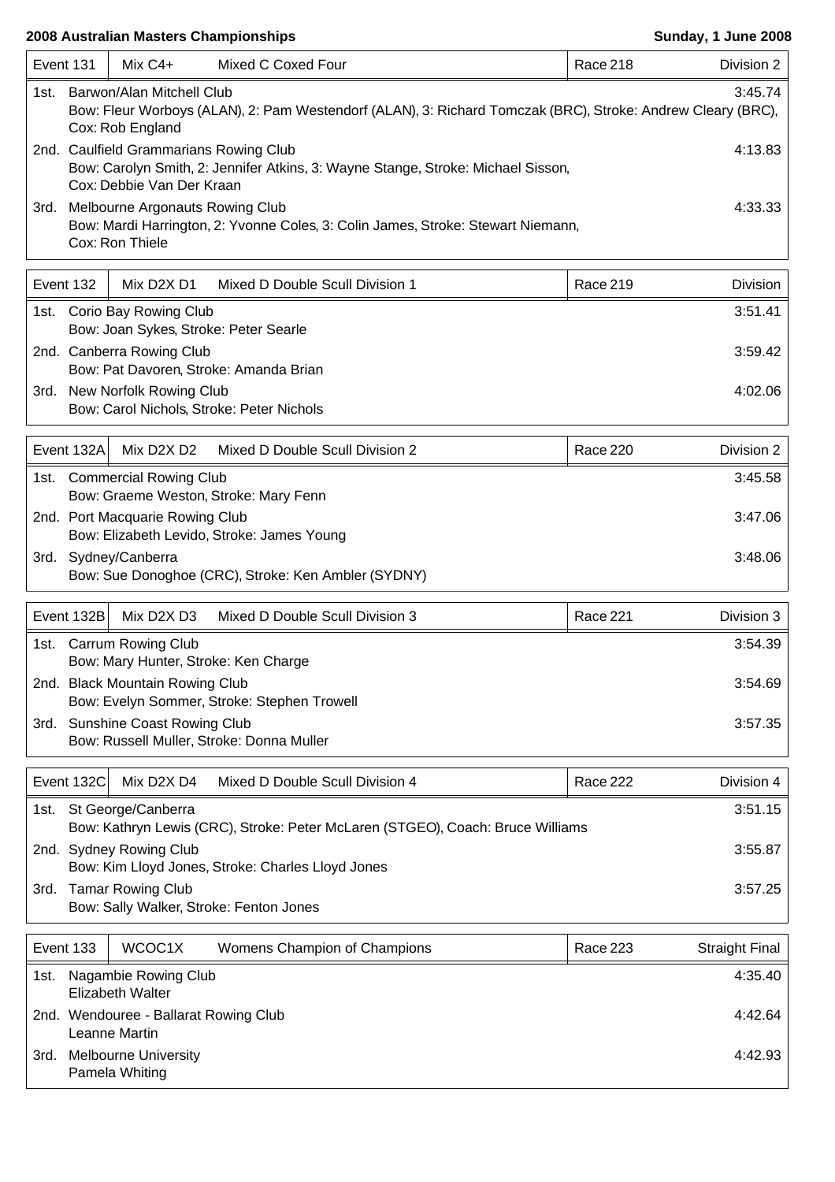**2008 Australian Masters Championships** — **Sunday, 1 June 2008**

| Event 131 | Mix C4+ | Mixed C Coxed Four | Race 218 | Division 2 |
|---|---|---|---|---|

1st. Barwon/Alan Mitchell Club — 3:45.74
Bow: Fleur Worboys (ALAN), 2: Pam Westendorf (ALAN), 3: Richard Tomczak (BRC), Stroke: Andrew Cleary (BRC), Cox: Rob England

2nd. Caulfield Grammarians Rowing Club — 4:13.83
Bow: Carolyn Smith, 2: Jennifer Atkins, 3: Wayne Stange, Stroke: Michael Sisson, Cox: Debbie Van Der Kraan

3rd. Melbourne Argonauts Rowing Club — 4:33.33
Bow: Mardi Harrington, 2: Yvonne Coles, 3: Colin James, Stroke: Stewart Niemann, Cox: Ron Thiele

| Event 132 | Mix D2X D1 | Mixed D Double Scull Division 1 | Race 219 | Division |
|---|---|---|---|---|

1st. Corio Bay Rowing Club — 3:51.41
Bow: Joan Sykes, Stroke: Peter Searle

2nd. Canberra Rowing Club — 3:59.42
Bow: Pat Davoren, Stroke: Amanda Brian

3rd. New Norfolk Rowing Club — 4:02.06
Bow: Carol Nichols, Stroke: Peter Nichols

| Event 132A | Mix D2X D2 | Mixed D Double Scull Division 2 | Race 220 | Division 2 |
|---|---|---|---|---|

1st. Commercial Rowing Club — 3:45.58
Bow: Graeme Weston, Stroke: Mary Fenn

2nd. Port Macquarie Rowing Club — 3:47.06
Bow: Elizabeth Levido, Stroke: James Young

3rd. Sydney/Canberra — 3:48.06
Bow: Sue Donoghoe (CRC), Stroke: Ken Ambler (SYDNY)

| Event 132B | Mix D2X D3 | Mixed D Double Scull Division 3 | Race 221 | Division 3 |
|---|---|---|---|---|

1st. Carrum Rowing Club — 3:54.39
Bow: Mary Hunter, Stroke: Ken Charge

2nd. Black Mountain Rowing Club — 3:54.69
Bow: Evelyn Sommer, Stroke: Stephen Trowell

3rd. Sunshine Coast Rowing Club — 3:57.35
Bow: Russell Muller, Stroke: Donna Muller

| Event 132C | Mix D2X D4 | Mixed D Double Scull Division 4 | Race 222 | Division 4 |
|---|---|---|---|---|

1st. St George/Canberra — 3:51.15
Bow: Kathryn Lewis (CRC), Stroke: Peter McLaren (STGEO), Coach: Bruce Williams

2nd. Sydney Rowing Club — 3:55.87
Bow: Kim Lloyd Jones, Stroke: Charles Lloyd Jones

3rd. Tamar Rowing Club — 3:57.25
Bow: Sally Walker, Stroke: Fenton Jones

| Event 133 | WCOC1X | Womens Champion of Champions | Race 223 | Straight Final |
|---|---|---|---|---|

1st. Nagambie Rowing Club — 4:35.40
Elizabeth Walter

2nd. Wendouree - Ballarat Rowing Club — 4:42.64
Leanne Martin

3rd. Melbourne University — 4:42.93
Pamela Whiting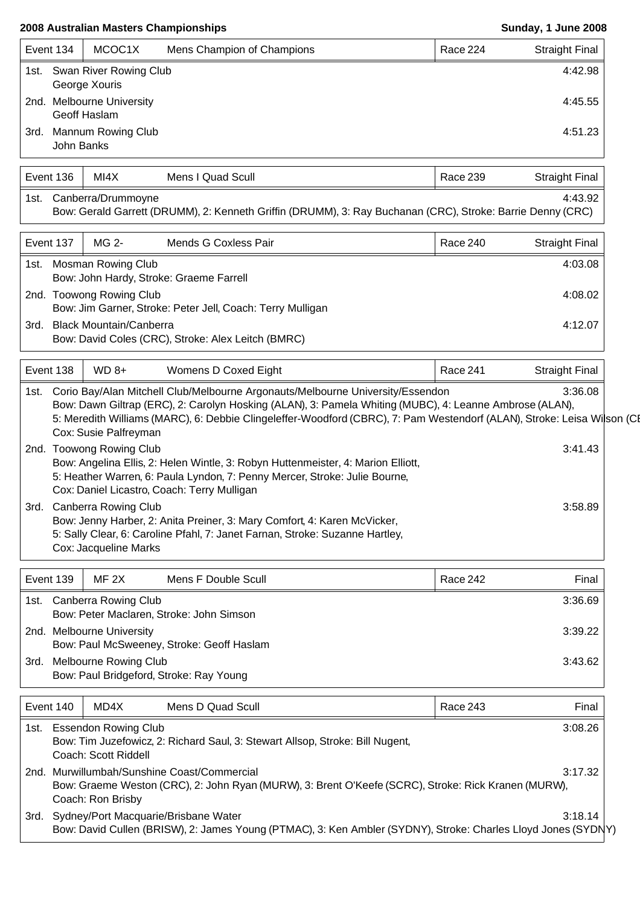**2008 Australian Masters Championships** — **Sunday, 1 June 2008**

| Event 134 | MCOC1X | Mens Champion of Champions | Race 224 | Straight Final |
|---|---|---|---|---|
| 1st. | Swan River Rowing Club<br>George Xouris | | | 4:42.98 |
| 2nd. | Melbourne University<br>Geoff Haslam | | | 4:45.55 |
| 3rd. | Mannum Rowing Club<br>John Banks | | | 4:51.23 |

| Event 136 | MI4X | Mens I Quad Scull | Race 239 | Straight Final |
|---|---|---|---|---|
| 1st. | Canberra/Drummoyne<br>Bow: Gerald Garrett (DRUMM), 2: Kenneth Griffin (DRUMM), 3: Ray Buchanan (CRC), Stroke: Barrie Denny (CRC) | | | 4:43.92 |

| Event 137 | MG 2- | Mends G Coxless Pair | Race 240 | Straight Final |
|---|---|---|---|---|
| 1st. | Mosman Rowing Club<br>Bow: John Hardy, Stroke: Graeme Farrell | | | 4:03.08 |
| 2nd. | Toowong Rowing Club<br>Bow: Jim Garner, Stroke: Peter Jell, Coach: Terry Mulligan | | | 4:08.02 |
| 3rd. | Black Mountain/Canberra<br>Bow: David Coles (CRC), Stroke: Alex Leitch (BMRC) | | | 4:12.07 |

| Event 138 | WD 8+ | Womens D Coxed Eight | Race 241 | Straight Final |
|---|---|---|---|---|
| 1st. | Corio Bay/Alan Mitchell Club/Melbourne Argonauts/Melbourne University/Essendon<br>Bow: Dawn Giltrap (ERC), 2: Carolyn Hosking (ALAN), 3: Pamela Whiting (MUBC), 4: Leanne Ambrose (ALAN),<br>5: Meredith Williams (MARC), 6: Debbie Clingeleffer-Woodford (CBRC), 7: Pam Westendorf (ALAN), Stroke: Leisa Wilson (CE<br>Cox: Susie Palfreyman | | | 3:36.08 |
| 2nd. | Toowong Rowing Club<br>Bow: Angelina Ellis, 2: Helen Wintle, 3: Robyn Huttenmeister, 4: Marion Elliott,<br>5: Heather Warren, 6: Paula Lyndon, 7: Penny Mercer, Stroke: Julie Bourne,<br>Cox: Daniel Licastro, Coach: Terry Mulligan | | | 3:41.43 |
| 3rd. | Canberra Rowing Club<br>Bow: Jenny Harber, 2: Anita Preiner, 3: Mary Comfort, 4: Karen McVicker,<br>5: Sally Clear, 6: Caroline Pfahl, 7: Janet Farnan, Stroke: Suzanne Hartley,<br>Cox: Jacqueline Marks | | | 3:58.89 |

| Event 139 | MF 2X | Mens F Double Scull | Race 242 | Final |
|---|---|---|---|---|
| 1st. | Canberra Rowing Club<br>Bow: Peter Maclaren, Stroke: John Simson | | | 3:36.69 |
| 2nd. | Melbourne University<br>Bow: Paul McSweeney, Stroke: Geoff Haslam | | | 3:39.22 |
| 3rd. | Melbourne Rowing Club<br>Bow: Paul Bridgeford, Stroke: Ray Young | | | 3:43.62 |

| Event 140 | MD4X | Mens D Quad Scull | Race 243 | Final |
|---|---|---|---|---|
| 1st. | Essendon Rowing Club<br>Bow: Tim Juzefowicz, 2: Richard Saul, 3: Stewart Allsop, Stroke: Bill Nugent,<br>Coach: Scott Riddell | | | 3:08.26 |
| 2nd. | Murwillumbah/Sunshine Coast/Commercial<br>Bow: Graeme Weston (CRC), 2: John Ryan (MURW), 3: Brent O'Keefe (SCRC), Stroke: Rick Kranen (MURW),<br>Coach: Ron Brisby | | | 3:17.32 |
| 3rd. | Sydney/Port Macquarie/Brisbane Water<br>Bow: David Cullen (BRISW), 2: James Young (PTMAC), 3: Ken Ambler (SYDNY), Stroke: Charles Lloyd Jones (SYDNY) | | | 3:18.14 |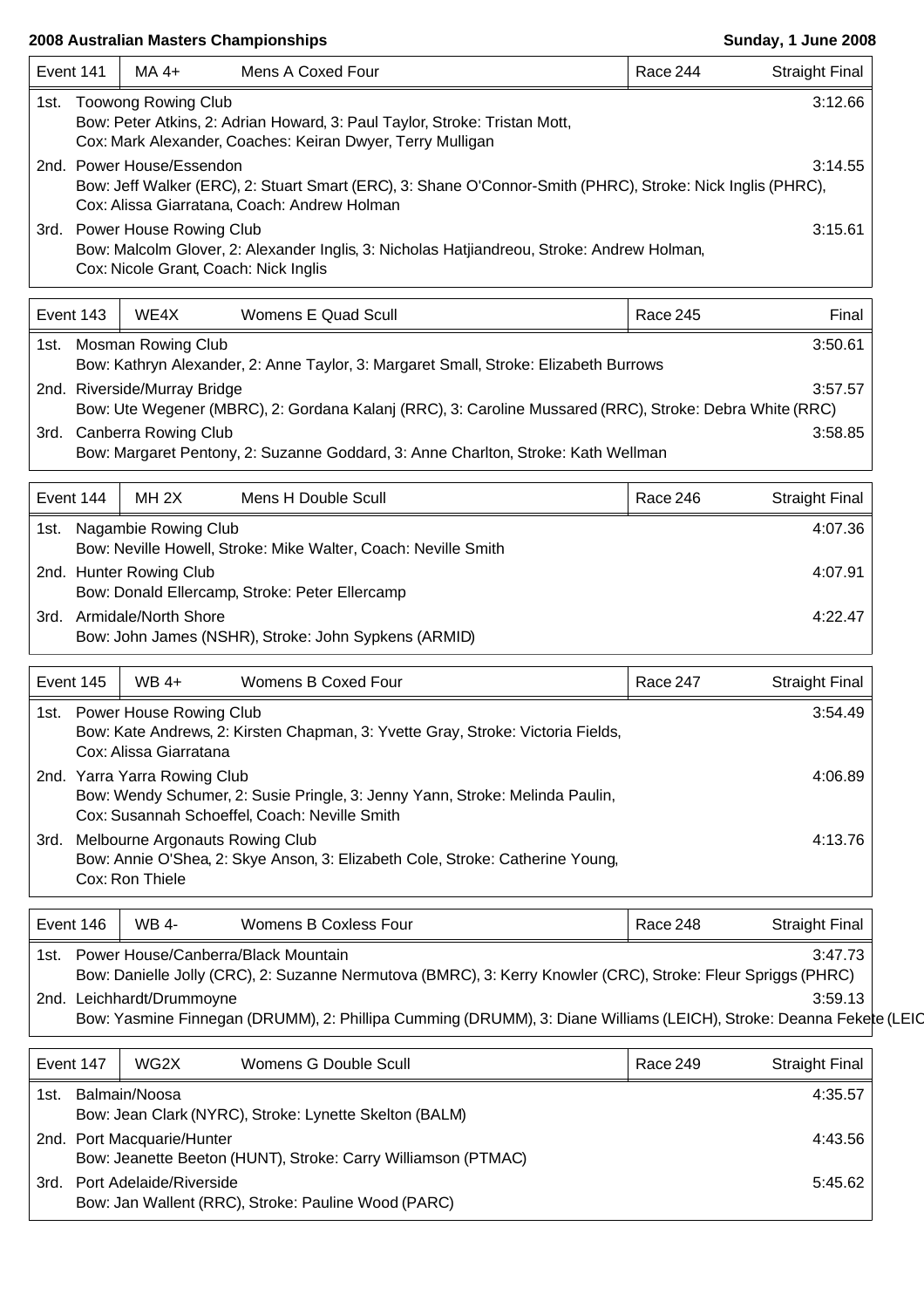**2008 Australian Masters Championships** — **Sunday, 1 June 2008**

| Event 141 | MA 4+ | Mens A Coxed Four | Race 244 | Straight Final |
|---|---|---|---|---|

1st. Toowong Rowing Club — 3:12.66
Bow: Peter Atkins, 2: Adrian Howard, 3: Paul Taylor, Stroke: Tristan Mott,
Cox: Mark Alexander, Coaches: Keiran Dwyer, Terry Mulligan

2nd. Power House/Essendon — 3:14.55
Bow: Jeff Walker (ERC), 2: Stuart Smart (ERC), 3: Shane O'Connor-Smith (PHRC), Stroke: Nick Inglis (PHRC),
Cox: Alissa Giarratana, Coach: Andrew Holman

3rd. Power House Rowing Club — 3:15.61
Bow: Malcolm Glover, 2: Alexander Inglis, 3: Nicholas Hatjiandreou, Stroke: Andrew Holman,
Cox: Nicole Grant, Coach: Nick Inglis

| Event 143 | WE4X | Womens E Quad Scull | Race 245 | Final |
|---|---|---|---|---|

1st. Mosman Rowing Club — 3:50.61
Bow: Kathryn Alexander, 2: Anne Taylor, 3: Margaret Small, Stroke: Elizabeth Burrows

2nd. Riverside/Murray Bridge — 3:57.57
Bow: Ute Wegener (MBRC), 2: Gordana Kalanj (RRC), 3: Caroline Mussared (RRC), Stroke: Debra White (RRC)

3rd. Canberra Rowing Club — 3:58.85
Bow: Margaret Pentony, 2: Suzanne Goddard, 3: Anne Charlton, Stroke: Kath Wellman

| Event 144 | MH 2X | Mens H Double Scull | Race 246 | Straight Final |
|---|---|---|---|---|

1st. Nagambie Rowing Club — 4:07.36
Bow: Neville Howell, Stroke: Mike Walter, Coach: Neville Smith

2nd. Hunter Rowing Club — 4:07.91
Bow: Donald Ellercamp, Stroke: Peter Ellercamp

3rd. Armidale/North Shore — 4:22.47
Bow: John James (NSHR), Stroke: John Sypkens (ARMID)

| Event 145 | WB 4+ | Womens B Coxed Four | Race 247 | Straight Final |
|---|---|---|---|---|

1st. Power House Rowing Club — 3:54.49
Bow: Kate Andrews, 2: Kirsten Chapman, 3: Yvette Gray, Stroke: Victoria Fields,
Cox: Alissa Giarratana

2nd. Yarra Yarra Rowing Club — 4:06.89
Bow: Wendy Schumer, 2: Susie Pringle, 3: Jenny Yann, Stroke: Melinda Paulin,
Cox: Susannah Schoeffel, Coach: Neville Smith

3rd. Melbourne Argonauts Rowing Club — 4:13.76
Bow: Annie O'Shea, 2: Skye Anson, 3: Elizabeth Cole, Stroke: Catherine Young,
Cox: Ron Thiele

| Event 146 | WB 4- | Womens B Coxless Four | Race 248 | Straight Final |
|---|---|---|---|---|

1st. Power House/Canberra/Black Mountain — 3:47.73
Bow: Danielle Jolly (CRC), 2: Suzanne Nermutova (BMRC), 3: Kerry Knowler (CRC), Stroke: Fleur Spriggs (PHRC)

2nd. Leichhardt/Drummoyne — 3:59.13
Bow: Yasmine Finnegan (DRUMM), 2: Phillipa Cumming (DRUMM), 3: Diane Williams (LEICH), Stroke: Deanna Fekete (LEIC

| Event 147 | WG2X | Womens G Double Scull | Race 249 | Straight Final |
|---|---|---|---|---|

1st. Balmain/Noosa — 4:35.57
Bow: Jean Clark (NYRC), Stroke: Lynette Skelton (BALM)

2nd. Port Macquarie/Hunter — 4:43.56
Bow: Jeanette Beeton (HUNT), Stroke: Carry Williamson (PTMAC)

3rd. Port Adelaide/Riverside — 5:45.62
Bow: Jan Wallent (RRC), Stroke: Pauline Wood (PARC)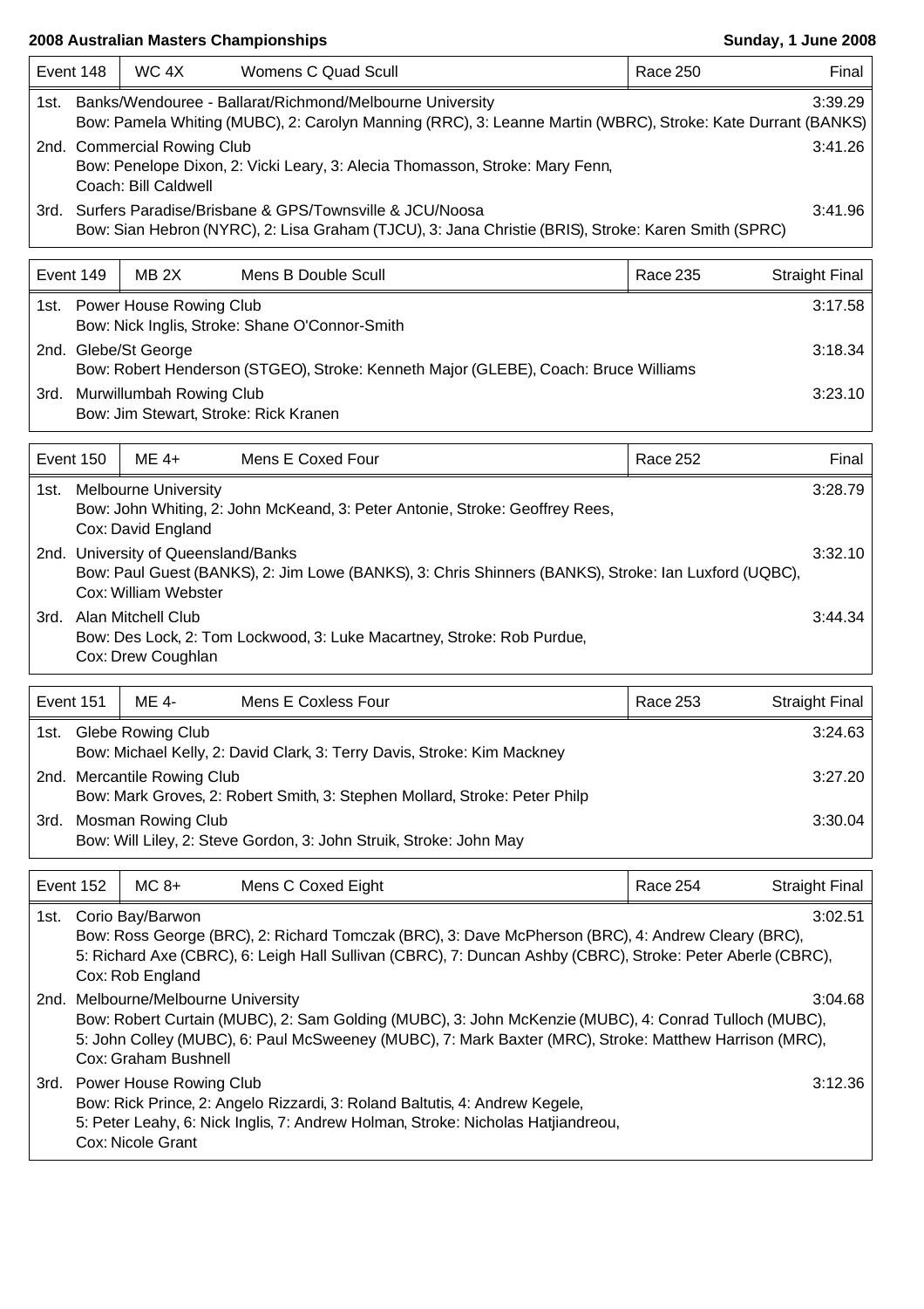**2008 Australian Masters Championships** **Sunday, 1 June 2008**

| Event 148 | WC 4X | Womens C Quad Scull | Race 250 | Final |
|---|---|---|---|---|

1st. Banks/Wendouree - Ballarat/Richmond/Melbourne University — 3:39.29
Bow: Pamela Whiting (MUBC), 2: Carolyn Manning (RRC), 3: Leanne Martin (WBRC), Stroke: Kate Durrant (BANKS)

2nd. Commercial Rowing Club — 3:41.26
Bow: Penelope Dixon, 2: Vicki Leary, 3: Alecia Thomasson, Stroke: Mary Fenn,
Coach: Bill Caldwell

3rd. Surfers Paradise/Brisbane & GPS/Townsville & JCU/Noosa — 3:41.96
Bow: Sian Hebron (NYRC), 2: Lisa Graham (TJCU), 3: Jana Christie (BRIS), Stroke: Karen Smith (SPRC)

| Event 149 | MB 2X | Mens B Double Scull | Race 235 | Straight Final |
|---|---|---|---|---|

1st. Power House Rowing Club — 3:17.58
Bow: Nick Inglis, Stroke: Shane O'Connor-Smith

2nd. Glebe/St George — 3:18.34
Bow: Robert Henderson (STGEO), Stroke: Kenneth Major (GLEBE), Coach: Bruce Williams

3rd. Murwillumbah Rowing Club — 3:23.10
Bow: Jim Stewart, Stroke: Rick Kranen

| Event 150 | ME 4+ | Mens E Coxed Four | Race 252 | Final |
|---|---|---|---|---|

1st. Melbourne University — 3:28.79
Bow: John Whiting, 2: John McKeand, 3: Peter Antonie, Stroke: Geoffrey Rees,
Cox: David England

2nd. University of Queensland/Banks — 3:32.10
Bow: Paul Guest (BANKS), 2: Jim Lowe (BANKS), 3: Chris Shinners (BANKS), Stroke: Ian Luxford (UQBC),
Cox: William Webster

3rd. Alan Mitchell Club — 3:44.34
Bow: Des Lock, 2: Tom Lockwood, 3: Luke Macartney, Stroke: Rob Purdue,
Cox: Drew Coughlan

| Event 151 | ME 4- | Mens E Coxless Four | Race 253 | Straight Final |
|---|---|---|---|---|

1st. Glebe Rowing Club — 3:24.63
Bow: Michael Kelly, 2: David Clark, 3: Terry Davis, Stroke: Kim Mackney

2nd. Mercantile Rowing Club — 3:27.20
Bow: Mark Groves, 2: Robert Smith, 3: Stephen Mollard, Stroke: Peter Philp

3rd. Mosman Rowing Club — 3:30.04
Bow: Will Liley, 2: Steve Gordon, 3: John Struik, Stroke: John May

| Event 152 | MC 8+ | Mens C Coxed Eight | Race 254 | Straight Final |
|---|---|---|---|---|

1st. Corio Bay/Barwon — 3:02.51
Bow: Ross George (BRC), 2: Richard Tomczak (BRC), 3: Dave McPherson (BRC), 4: Andrew Cleary (BRC),
5: Richard Axe (CBRC), 6: Leigh Hall Sullivan (CBRC), 7: Duncan Ashby (CBRC), Stroke: Peter Aberle (CBRC),
Cox: Rob England

2nd. Melbourne/Melbourne University — 3:04.68
Bow: Robert Curtain (MUBC), 2: Sam Golding (MUBC), 3: John McKenzie (MUBC), 4: Conrad Tulloch (MUBC),
5: John Colley (MUBC), 6: Paul McSweeney (MUBC), 7: Mark Baxter (MRC), Stroke: Matthew Harrison (MRC),
Cox: Graham Bushnell

3rd. Power House Rowing Club — 3:12.36
Bow: Rick Prince, 2: Angelo Rizzardi, 3: Roland Baltutis, 4: Andrew Kegele,
5: Peter Leahy, 6: Nick Inglis, 7: Andrew Holman, Stroke: Nicholas Hatjiandreou,
Cox: Nicole Grant